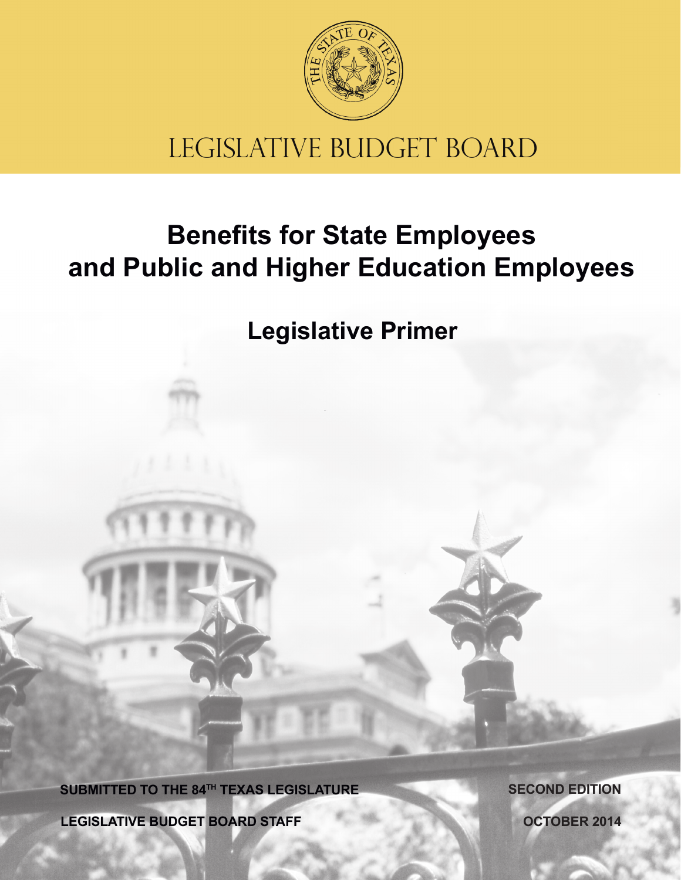THE STATE OF TEXAS

LEGISLATIVE BUDGET BOARD

# Benefits for State Employees and Public and Higher Education Employees

## Legislative Primer

SUBMITTED TO THE 84TH TEXAS LEGISLATURE

SECOND EDITION

LEGISLATIVE BUDGET BOARD STAFF

OCTOBER 2014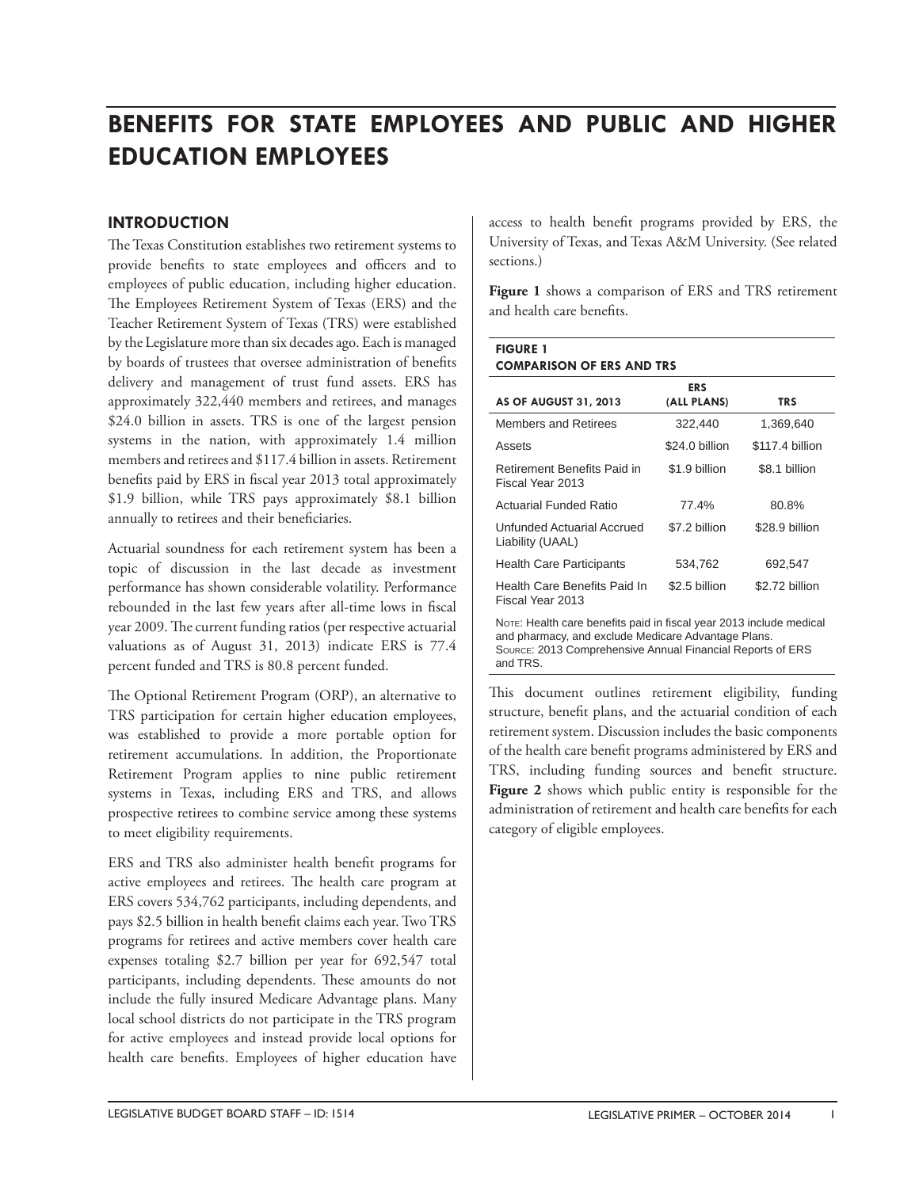# BENEFITS FOR STATE EMPLOYEES AND PUBLIC AND HIGHER EDUCATION EMPLOYEES

## INTRODUCTION

The Texas Constitution establishes two retirement systems to provide benefits to state employees and officers and to employees of public education, including higher education. The Employees Retirement System of Texas (ERS) and the Teacher Retirement System of Texas (TRS) were established by the Legislature more than six decades ago. Each is managed by boards of trustees that oversee administration of benefits delivery and management of trust fund assets. ERS has approximately 322,440 members and retirees, and manages $24.0 billion in assets. TRS is one of the largest pension systems in the nation, with approximately 1.4 million members and retirees and $117.4 billion in assets. Retirement benefits paid by ERS in fiscal year 2013 total approximately $1.9 billion, while TRS pays approximately $8.1 billion annually to retirees and their beneficiaries.

Actuarial soundness for each retirement system has been a topic of discussion in the last decade as investment performance has shown considerable volatility. Performance rebounded in the last few years after all-time lows in fiscal year 2009. The current funding ratios (per respective actuarial valuations as of August 31, 2013) indicate ERS is 77.4 percent funded and TRS is 80.8 percent funded.

The Optional Retirement Program (ORP), an alternative to TRS participation for certain higher education employees, was established to provide a more portable option for retirement accumulations. In addition, the Proportionate Retirement Program applies to nine public retirement systems in Texas, including ERS and TRS, and allows prospective retirees to combine service among these systems to meet eligibility requirements.

ERS and TRS also administer health benefit programs for active employees and retirees. The health care program at ERS covers 534,762 participants, including dependents, and pays $2.5 billion in health benefit claims each year. Two TRS programs for retirees and active members cover health care expenses totaling $2.7 billion per year for 692,547 total participants, including dependents. These amounts do not include the fully insured Medicare Advantage plans. Many local school districts do not participate in the TRS program for active employees and instead provide local options for health care benefits. Employees of higher education have access to health benefit programs provided by ERS, the University of Texas, and Texas A&M University. (See related sections.)

**Figure 1** shows a comparison of ERS and TRS retirement and health care benefits.

**FIGURE 1**
**COMPARISON OF ERS AND TRS**

| AS OF AUGUST 31, 2013 | ERS (ALL PLANS) | TRS |
|---|---|---|
| Members and Retirees | 322,440 | 1,369,640 |
| Assets | $24.0 billion | $117.4 billion |
| Retirement Benefits Paid in Fiscal Year 2013 | $1.9 billion | $8.1 billion |
| Actuarial Funded Ratio | 77.4% | 80.8% |
| Unfunded Actuarial Accrued Liability (UAAL) | $7.2 billion | $28.9 billion |
| Health Care Participants | 534,762 | 692,547 |
| Health Care Benefits Paid In Fiscal Year 2013 | $2.5 billion | $2.72 billion |

Note: Health care benefits paid in fiscal year 2013 include medical and pharmacy, and exclude Medicare Advantage Plans.
Source: 2013 Comprehensive Annual Financial Reports of ERS and TRS.

This document outlines retirement eligibility, funding structure, benefit plans, and the actuarial condition of each retirement system. Discussion includes the basic components of the health care benefit programs administered by ERS and TRS, including funding sources and benefit structure. **Figure 2** shows which public entity is responsible for the administration of retirement and health care benefits for each category of eligible employees.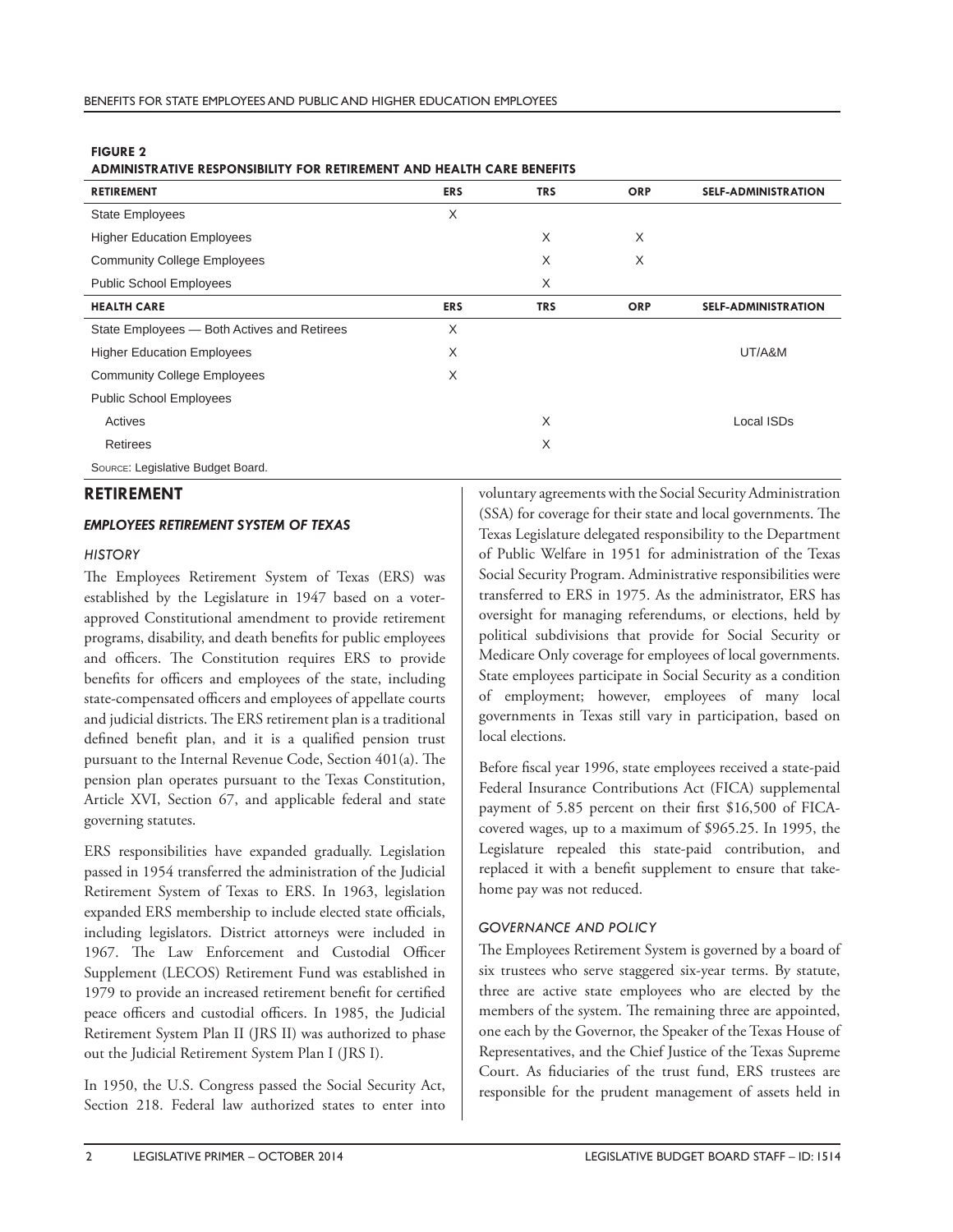**FIGURE 2**
**ADMINISTRATIVE RESPONSIBILITY FOR RETIREMENT AND HEALTH CARE BENEFITS**

| RETIREMENT | ERS | TRS | ORP | SELF-ADMINISTRATION |
|---|---|---|---|---|
| State Employees | X | | | |
| Higher Education Employees | | X | X | |
| Community College Employees | | X | X | |
| Public School Employees | | X | | |
| **HEALTH CARE** | **ERS** | **TRS** | **ORP** | **SELF-ADMINISTRATION** |
| State Employees — Both Actives and Retirees | X | | | |
| Higher Education Employees | X | | | UT/A&M |
| Community College Employees | X | | | |
| Public School Employees | | | | |
| Actives | | X | | Local ISDs |
| Retirees | | X | | |

Source: Legislative Budget Board.

## RETIREMENT

### EMPLOYEES RETIREMENT SYSTEM OF TEXAS

#### HISTORY

The Employees Retirement System of Texas (ERS) was established by the Legislature in 1947 based on a voter-approved Constitutional amendment to provide retirement programs, disability, and death benefits for public employees and officers. The Constitution requires ERS to provide benefits for officers and employees of the state, including state-compensated officers and employees of appellate courts and judicial districts. The ERS retirement plan is a traditional defined benefit plan, and it is a qualified pension trust pursuant to the Internal Revenue Code, Section 401(a). The pension plan operates pursuant to the Texas Constitution, Article XVI, Section 67, and applicable federal and state governing statutes.

ERS responsibilities have expanded gradually. Legislation passed in 1954 transferred the administration of the Judicial Retirement System of Texas to ERS. In 1963, legislation expanded ERS membership to include elected state officials, including legislators. District attorneys were included in 1967. The Law Enforcement and Custodial Officer Supplement (LECOS) Retirement Fund was established in 1979 to provide an increased retirement benefit for certified peace officers and custodial officers. In 1985, the Judicial Retirement System Plan II (JRS II) was authorized to phase out the Judicial Retirement System Plan I (JRS I).

In 1950, the U.S. Congress passed the Social Security Act, Section 218. Federal law authorized states to enter into voluntary agreements with the Social Security Administration (SSA) for coverage for their state and local governments. The Texas Legislature delegated responsibility to the Department of Public Welfare in 1951 for administration of the Texas Social Security Program. Administrative responsibilities were transferred to ERS in 1975. As the administrator, ERS has oversight for managing referendums, or elections, held by political subdivisions that provide for Social Security or Medicare Only coverage for employees of local governments. State employees participate in Social Security as a condition of employment; however, employees of many local governments in Texas still vary in participation, based on local elections.

Before fiscal year 1996, state employees received a state-paid Federal Insurance Contributions Act (FICA) supplemental payment of 5.85 percent on their first $16,500 of FICA-covered wages, up to a maximum of $965.25. In 1995, the Legislature repealed this state-paid contribution, and replaced it with a benefit supplement to ensure that take-home pay was not reduced.

#### GOVERNANCE AND POLICY

The Employees Retirement System is governed by a board of six trustees who serve staggered six-year terms. By statute, three are active state employees who are elected by the members of the system. The remaining three are appointed, one each by the Governor, the Speaker of the Texas House of Representatives, and the Chief Justice of the Texas Supreme Court. As fiduciaries of the trust fund, ERS trustees are responsible for the prudent management of assets held in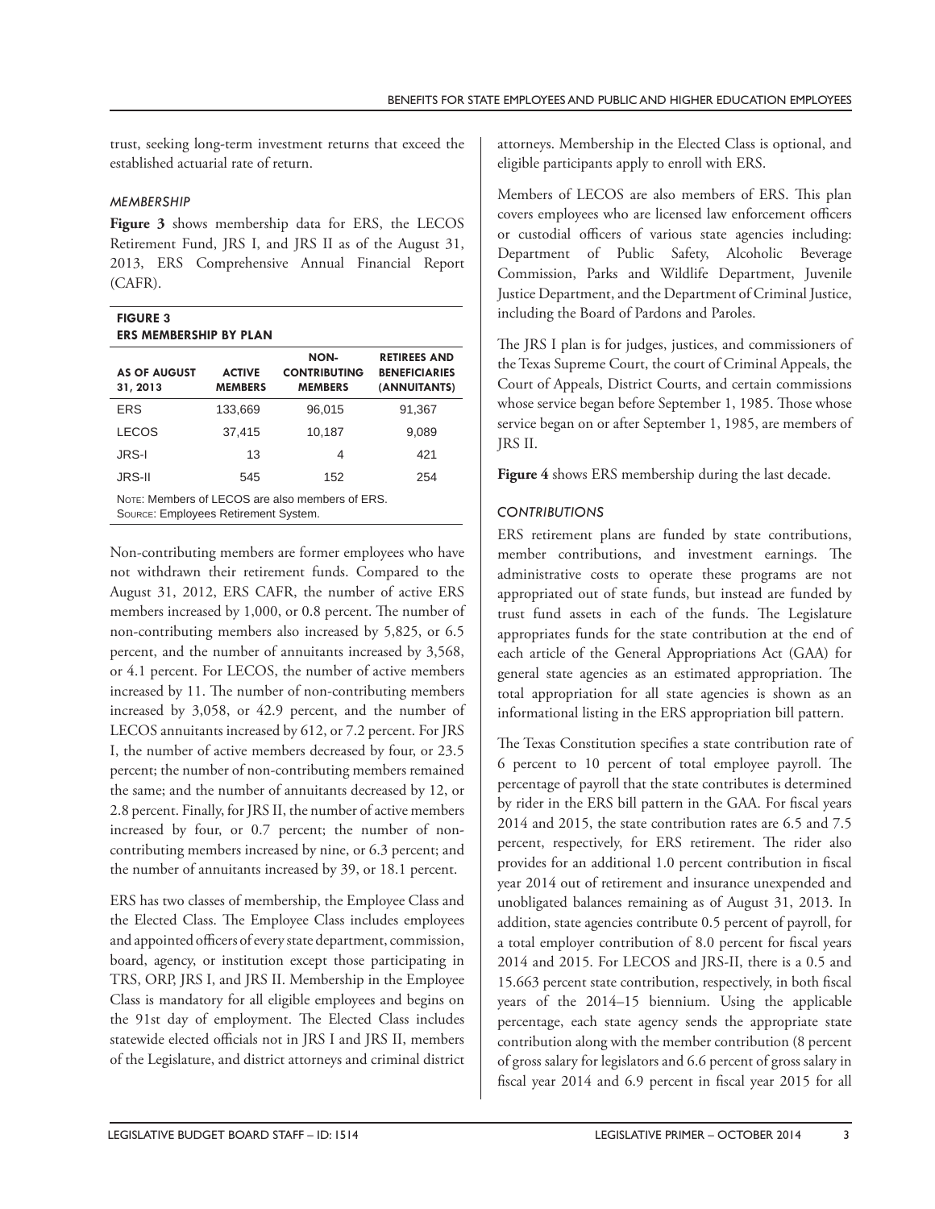trust, seeking long-term investment returns that exceed the established actuarial rate of return.

### *MEMBERSHIP*

**Figure 3** shows membership data for ERS, the LECOS Retirement Fund, JRS I, and JRS II as of the August 31, 2013, ERS Comprehensive Annual Financial Report (CAFR).

**FIGURE 3**
**ERS MEMBERSHIP BY PLAN**

| AS OF AUGUST 31, 2013 | ACTIVE MEMBERS | NON-CONTRIBUTING MEMBERS | RETIREES AND BENEFICIARIES (ANNUITANTS) |
|---|---|---|---|
| ERS | 133,669 | 96,015 | 91,367 |
| LECOS | 37,415 | 10,187 | 9,089 |
| JRS-I | 13 | 4 | 421 |
| JRS-II | 545 | 152 | 254 |

Note: Members of LECOS are also members of ERS.
Source: Employees Retirement System.

Non-contributing members are former employees who have not withdrawn their retirement funds. Compared to the August 31, 2012, ERS CAFR, the number of active ERS members increased by 1,000, or 0.8 percent. The number of non-contributing members also increased by 5,825, or 6.5 percent, and the number of annuitants increased by 3,568, or 4.1 percent. For LECOS, the number of active members increased by 11. The number of non-contributing members increased by 3,058, or 42.9 percent, and the number of LECOS annuitants increased by 612, or 7.2 percent. For JRS I, the number of active members decreased by four, or 23.5 percent; the number of non-contributing members remained the same; and the number of annuitants decreased by 12, or 2.8 percent. Finally, for JRS II, the number of active members increased by four, or 0.7 percent; the number of non-contributing members increased by nine, or 6.3 percent; and the number of annuitants increased by 39, or 18.1 percent.

ERS has two classes of membership, the Employee Class and the Elected Class. The Employee Class includes employees and appointed officers of every state department, commission, board, agency, or institution except those participating in TRS, ORP, JRS I, and JRS II. Membership in the Employee Class is mandatory for all eligible employees and begins on the 91st day of employment. The Elected Class includes statewide elected officials not in JRS I and JRS II, members of the Legislature, and district attorneys and criminal district attorneys. Membership in the Elected Class is optional, and eligible participants apply to enroll with ERS.

Members of LECOS are also members of ERS. This plan covers employees who are licensed law enforcement officers or custodial officers of various state agencies including: Department of Public Safety, Alcoholic Beverage Commission, Parks and Wildlife Department, Juvenile Justice Department, and the Department of Criminal Justice, including the Board of Pardons and Paroles.

The JRS I plan is for judges, justices, and commissioners of the Texas Supreme Court, the court of Criminal Appeals, the Court of Appeals, District Courts, and certain commissions whose service began before September 1, 1985. Those whose service began on or after September 1, 1985, are members of JRS II.

**Figure 4** shows ERS membership during the last decade.

### *CONTRIBUTIONS*

ERS retirement plans are funded by state contributions, member contributions, and investment earnings. The administrative costs to operate these programs are not appropriated out of state funds, but instead are funded by trust fund assets in each of the funds. The Legislature appropriates funds for the state contribution at the end of each article of the General Appropriations Act (GAA) for general state agencies as an estimated appropriation. The total appropriation for all state agencies is shown as an informational listing in the ERS appropriation bill pattern.

The Texas Constitution specifies a state contribution rate of 6 percent to 10 percent of total employee payroll. The percentage of payroll that the state contributes is determined by rider in the ERS bill pattern in the GAA. For fiscal years 2014 and 2015, the state contribution rates are 6.5 and 7.5 percent, respectively, for ERS retirement. The rider also provides for an additional 1.0 percent contribution in fiscal year 2014 out of retirement and insurance unexpended and unobligated balances remaining as of August 31, 2013. In addition, state agencies contribute 0.5 percent of payroll, for a total employer contribution of 8.0 percent for fiscal years 2014 and 2015. For LECOS and JRS-II, there is a 0.5 and 15.663 percent state contribution, respectively, in both fiscal years of the 2014–15 biennium. Using the applicable percentage, each state agency sends the appropriate state contribution along with the member contribution (8 percent of gross salary for legislators and 6.6 percent of gross salary in fiscal year 2014 and 6.9 percent in fiscal year 2015 for all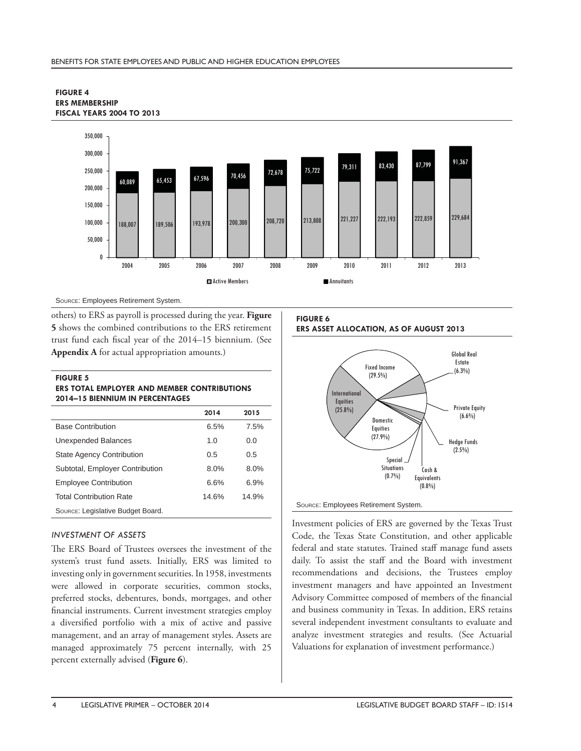**FIGURE 4**
**ERS MEMBERSHIP**
**FISCAL YEARS 2004 TO 2013**

| Fiscal Year | Active Members | Annuitants |
|---|---|---|
| 2004 | 188,007 | 60,089 |
| 2005 | 189,506 | 65,453 |
| 2006 | 193,978 | 67,596 |
| 2007 | 200,300 | 70,456 |
| 2008 | 208,720 | 72,678 |
| 2009 | 213,808 | 75,722 |
| 2010 | 221,227 | 79,311 |
| 2011 | 222,193 | 83,430 |
| 2012 | 222,859 | 87,799 |
| 2013 | 229,684 | 91,367 |

Source: Employees Retirement System.

others) to ERS as payroll is processed during the year. **Figure 5** shows the combined contributions to the ERS retirement trust fund each fiscal year of the 2014–15 biennium. (See **Appendix A** for actual appropriation amounts.)

**FIGURE 5**
**ERS TOTAL EMPLOYER AND MEMBER CONTRIBUTIONS 2014–15 BIENNIUM IN PERCENTAGES**

| | 2014 | 2015 |
|---|---|---|
| Base Contribution | 6.5% | 7.5% |
| Unexpended Balances | 1.0 | 0.0 |
| State Agency Contribution | 0.5 | 0.5 |
| Subtotal, Employer Contribution | 8.0% | 8.0% |
| Employee Contribution | 6.6% | 6.9% |
| Total Contribution Rate | 14.6% | 14.9% |

Source: Legislative Budget Board.

### *INVESTMENT OF ASSETS*

The ERS Board of Trustees oversees the investment of the system's trust fund assets. Initially, ERS was limited to investing only in government securities. In 1958, investments were allowed in corporate securities, common stocks, preferred stocks, debentures, bonds, mortgages, and other financial instruments. Current investment strategies employ a diversified portfolio with a mix of active and passive management, and an array of management styles. Assets are managed approximately 75 percent internally, with 25 percent externally advised (**Figure 6**).

**FIGURE 6**
**ERS ASSET ALLOCATION, AS OF AUGUST 2013**

| Asset Class | Allocation |
|---|---|
| Fixed Income | 29.5% |
| Domestic Equities | 27.9% |
| International Equities | 25.8% |
| Private Equity | 6.6% |
| Global Real Estate | 6.3% |
| Hedge Funds | 2.5% |
| Cash & Equivalents | 0.8% |
| Special Situations | 0.7% |

Source: Employees Retirement System.

Investment policies of ERS are governed by the Texas Trust Code, the Texas State Constitution, and other applicable federal and state statutes. Trained staff manage fund assets daily. To assist the staff and the Board with investment recommendations and decisions, the Trustees employ investment managers and have appointed an Investment Advisory Committee composed of members of the financial and business community in Texas. In addition, ERS retains several independent investment consultants to evaluate and analyze investment strategies and results. (See Actuarial Valuations for explanation of investment performance.)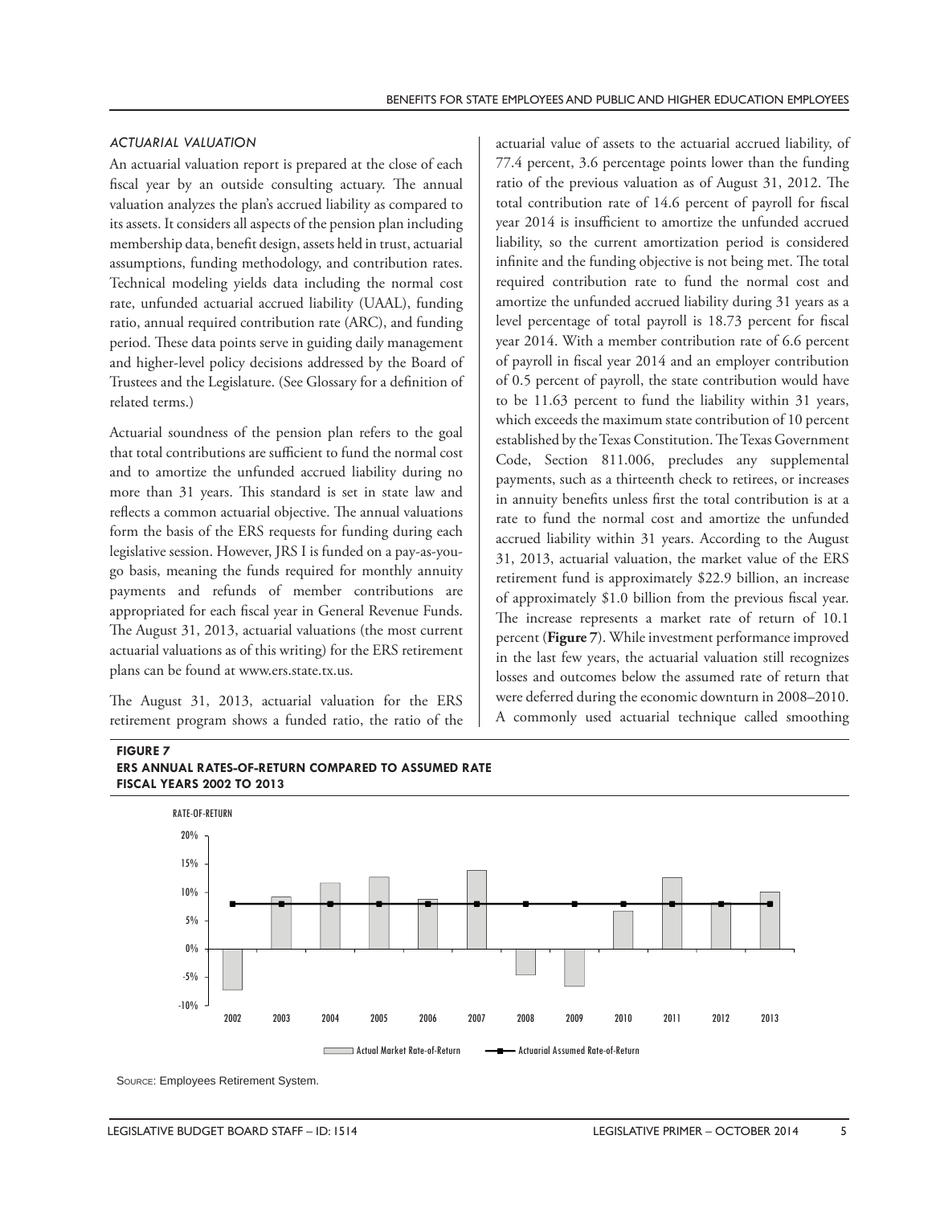### ACTUARIAL VALUATION

An actuarial valuation report is prepared at the close of each fiscal year by an outside consulting actuary. The annual valuation analyzes the plan's accrued liability as compared to its assets. It considers all aspects of the pension plan including membership data, benefit design, assets held in trust, actuarial assumptions, funding methodology, and contribution rates. Technical modeling yields data including the normal cost rate, unfunded actuarial accrued liability (UAAL), funding ratio, annual required contribution rate (ARC), and funding period. These data points serve in guiding daily management and higher-level policy decisions addressed by the Board of Trustees and the Legislature. (See Glossary for a definition of related terms.)

Actuarial soundness of the pension plan refers to the goal that total contributions are sufficient to fund the normal cost and to amortize the unfunded accrued liability during no more than 31 years. This standard is set in state law and reflects a common actuarial objective. The annual valuations form the basis of the ERS requests for funding during each legislative session. However, JRS I is funded on a pay-as-you-go basis, meaning the funds required for monthly annuity payments and refunds of member contributions are appropriated for each fiscal year in General Revenue Funds. The August 31, 2013, actuarial valuations (the most current actuarial valuations as of this writing) for the ERS retirement plans can be found at www.ers.state.tx.us.

The August 31, 2013, actuarial valuation for the ERS retirement program shows a funded ratio, the ratio of the actuarial value of assets to the actuarial accrued liability, of 77.4 percent, 3.6 percentage points lower than the funding ratio of the previous valuation as of August 31, 2012. The total contribution rate of 14.6 percent of payroll for fiscal year 2014 is insufficient to amortize the unfunded accrued liability, so the current amortization period is considered infinite and the funding objective is not being met. The total required contribution rate to fund the normal cost and amortize the unfunded accrued liability during 31 years as a level percentage of total payroll is 18.73 percent for fiscal year 2014. With a member contribution rate of 6.6 percent of payroll in fiscal year 2014 and an employer contribution of 0.5 percent of payroll, the state contribution would have to be 11.63 percent to fund the liability within 31 years, which exceeds the maximum state contribution of 10 percent established by the Texas Constitution. The Texas Government Code, Section 811.006, precludes any supplemental payments, such as a thirteenth check to retirees, or increases in annuity benefits unless first the total contribution is at a rate to fund the normal cost and amortize the unfunded accrued liability within 31 years. According to the August 31, 2013, actuarial valuation, the market value of the ERS retirement fund is approximately $22.9 billion, an increase of approximately $1.0 billion from the previous fiscal year. The increase represents a market rate of return of 10.1 percent (**Figure 7**). While investment performance improved in the last few years, the actuarial valuation still recognizes losses and outcomes below the assumed rate of return that were deferred during the economic downturn in 2008–2010. A commonly used actuarial technique called smoothing

**FIGURE 7**
**ERS ANNUAL RATES-OF-RETURN COMPARED TO ASSUMED RATE**
**FISCAL YEARS 2002 TO 2013**

RATE-OF-RETURN: 20%, 15%, 10%, 5%, 0%, -5%, -10%

2002 2003 2004 2005 2006 2007 2008 2009 2010 2011 2012 2013

Actual Market Rate-of-Return — Actuarial Assumed Rate-of-Return

Source: Employees Retirement System.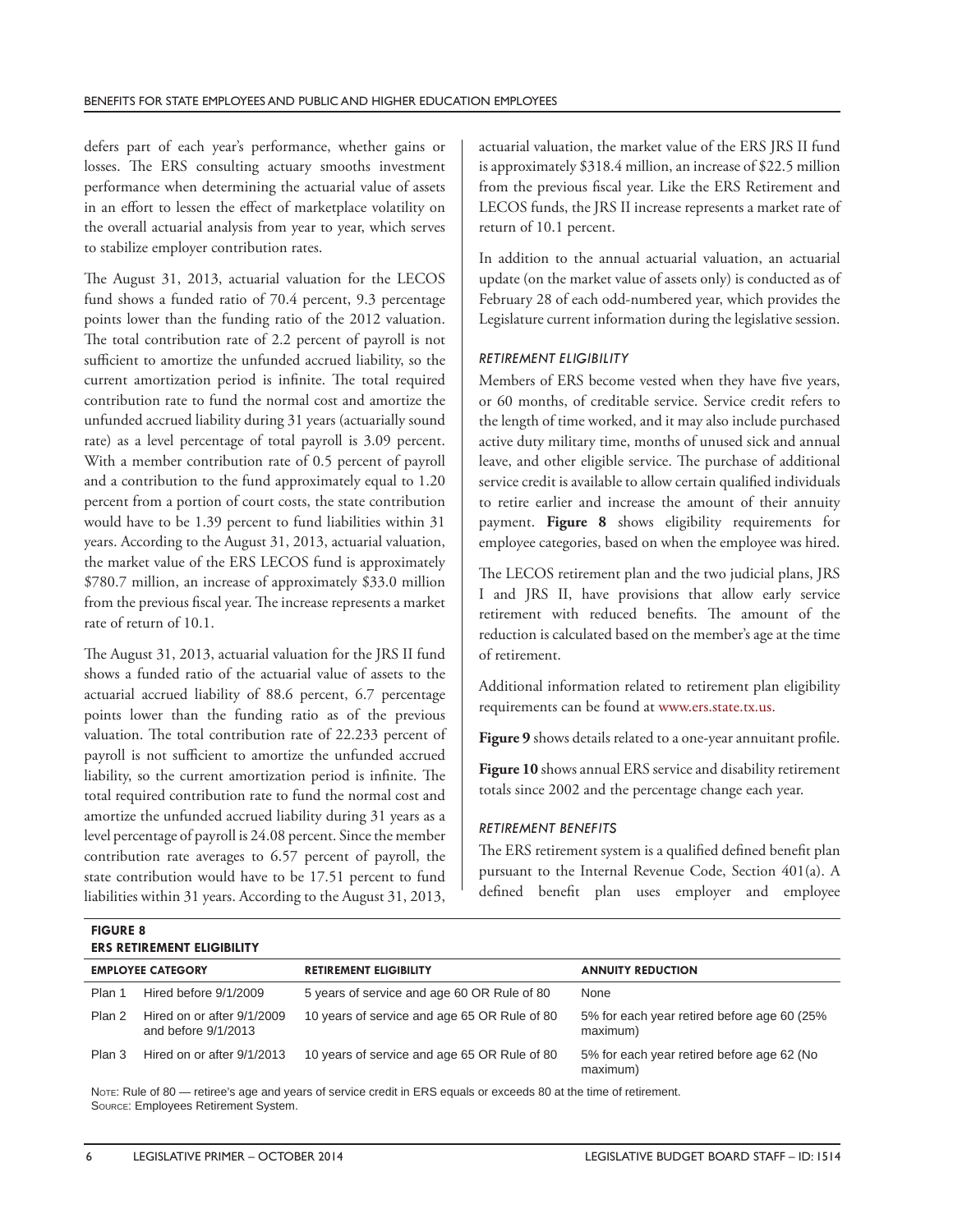defers part of each year's performance, whether gains or losses. The ERS consulting actuary smooths investment performance when determining the actuarial value of assets in an effort to lessen the effect of marketplace volatility on the overall actuarial analysis from year to year, which serves to stabilize employer contribution rates.

The August 31, 2013, actuarial valuation for the LECOS fund shows a funded ratio of 70.4 percent, 9.3 percentage points lower than the funding ratio of the 2012 valuation. The total contribution rate of 2.2 percent of payroll is not sufficient to amortize the unfunded accrued liability, so the current amortization period is infinite. The total required contribution rate to fund the normal cost and amortize the unfunded accrued liability during 31 years (actuarially sound rate) as a level percentage of total payroll is 3.09 percent. With a member contribution rate of 0.5 percent of payroll and a contribution to the fund approximately equal to 1.20 percent from a portion of court costs, the state contribution would have to be 1.39 percent to fund liabilities within 31 years. According to the August 31, 2013, actuarial valuation, the market value of the ERS LECOS fund is approximately $780.7 million, an increase of approximately $33.0 million from the previous fiscal year. The increase represents a market rate of return of 10.1.

The August 31, 2013, actuarial valuation for the JRS II fund shows a funded ratio of the actuarial value of assets to the actuarial accrued liability of 88.6 percent, 6.7 percentage points lower than the funding ratio as of the previous valuation. The total contribution rate of 22.233 percent of payroll is not sufficient to amortize the unfunded accrued liability, so the current amortization period is infinite. The total required contribution rate to fund the normal cost and amortize the unfunded accrued liability during 31 years as a level percentage of payroll is 24.08 percent. Since the member contribution rate averages to 6.57 percent of payroll, the state contribution would have to be 17.51 percent to fund liabilities within 31 years. According to the August 31, 2013, actuarial valuation, the market value of the ERS JRS II fund is approximately $318.4 million, an increase of $22.5 million from the previous fiscal year. Like the ERS Retirement and LECOS funds, the JRS II increase represents a market rate of return of 10.1 percent.

In addition to the annual actuarial valuation, an actuarial update (on the market value of assets only) is conducted as of February 28 of each odd-numbered year, which provides the Legislature current information during the legislative session.

### *RETIREMENT ELIGIBILITY*

Members of ERS become vested when they have five years, or 60 months, of creditable service. Service credit refers to the length of time worked, and it may also include purchased active duty military time, months of unused sick and annual leave, and other eligible service. The purchase of additional service credit is available to allow certain qualified individuals to retire earlier and increase the amount of their annuity payment. **Figure 8** shows eligibility requirements for employee categories, based on when the employee was hired.

The LECOS retirement plan and the two judicial plans, JRS I and JRS II, have provisions that allow early service retirement with reduced benefits. The amount of the reduction is calculated based on the member's age at the time of retirement.

Additional information related to retirement plan eligibility requirements can be found at www.ers.state.tx.us.

**Figure 9** shows details related to a one-year annuitant profile.

**Figure 10** shows annual ERS service and disability retirement totals since 2002 and the percentage change each year.

### *RETIREMENT BENEFITS*

The ERS retirement system is a qualified defined benefit plan pursuant to the Internal Revenue Code, Section 401(a). A defined benefit plan uses employer and employee

**FIGURE 8**
**ERS RETIREMENT ELIGIBILITY**

| EMPLOYEE CATEGORY | | RETIREMENT ELIGIBILITY | ANNUITY REDUCTION |
|---|---|---|---|
| Plan 1 | Hired before 9/1/2009 | 5 years of service and age 60 OR Rule of 80 | None |
| Plan 2 | Hired on or after 9/1/2009 and before 9/1/2013 | 10 years of service and age 65 OR Rule of 80 | 5% for each year retired before age 60 (25% maximum) |
| Plan 3 | Hired on or after 9/1/2013 | 10 years of service and age 65 OR Rule of 80 | 5% for each year retired before age 62 (No maximum) |

Note: Rule of 80 — retiree's age and years of service credit in ERS equals or exceeds 80 at the time of retirement.
Source: Employees Retirement System.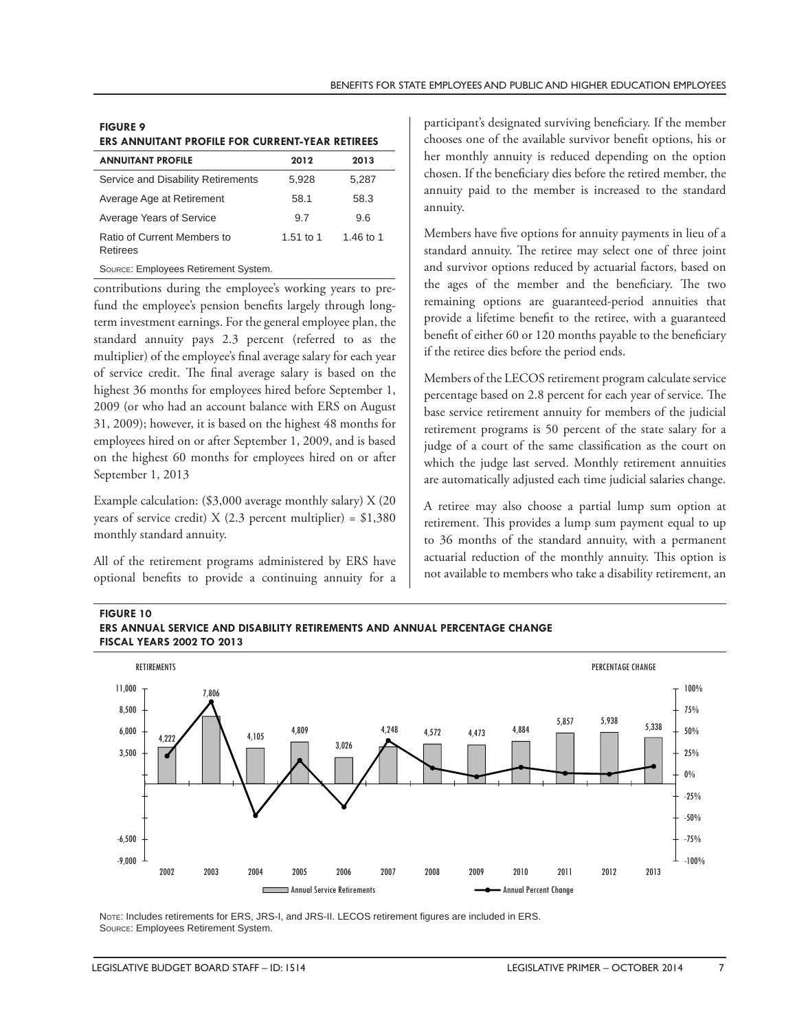**FIGURE 9**
**ERS ANNUITANT PROFILE FOR CURRENT-YEAR RETIREES**

| ANNUITANT PROFILE | 2012 | 2013 |
|---|---|---|
| Service and Disability Retirements | 5,928 | 5,287 |
| Average Age at Retirement | 58.1 | 58.3 |
| Average Years of Service | 9.7 | 9.6 |
| Ratio of Current Members to Retirees | 1.51 to 1 | 1.46 to 1 |

Source: Employees Retirement System.

contributions during the employee's working years to prefund the employee's pension benefits largely through long-term investment earnings. For the general employee plan, the standard annuity pays 2.3 percent (referred to as the multiplier) of the employee's final average salary for each year of service credit. The final average salary is based on the highest 36 months for employees hired before September 1, 2009 (or who had an account balance with ERS on August 31, 2009); however, it is based on the highest 48 months for employees hired on or after September 1, 2009, and is based on the highest 60 months for employees hired on or after September 1, 2013

Example calculation: ($3,000 average monthly salary) X (20 years of service credit) X (2.3 percent multiplier) = $1,380 monthly standard annuity.

All of the retirement programs administered by ERS have optional benefits to provide a continuing annuity for a participant's designated surviving beneficiary. If the member chooses one of the available survivor benefit options, his or her monthly annuity is reduced depending on the option chosen. If the beneficiary dies before the retired member, the annuity paid to the member is increased to the standard annuity.

Members have five options for annuity payments in lieu of a standard annuity. The retiree may select one of three joint and survivor options reduced by actuarial factors, based on the ages of the member and the beneficiary. The two remaining options are guaranteed-period annuities that provide a lifetime benefit to the retiree, with a guaranteed benefit of either 60 or 120 months payable to the beneficiary if the retiree dies before the period ends.

Members of the LECOS retirement program calculate service percentage based on 2.8 percent for each year of service. The base service retirement annuity for members of the judicial retirement programs is 50 percent of the state salary for a judge of a court of the same classification as the court on which the judge last served. Monthly retirement annuities are automatically adjusted each time judicial salaries change.

A retiree may also choose a partial lump sum option at retirement. This provides a lump sum payment equal to up to 36 months of the standard annuity, with a permanent actuarial reduction of the monthly annuity. This option is not available to members who take a disability retirement, an

**FIGURE 10**
**ERS ANNUAL SERVICE AND DISABILITY RETIREMENTS AND ANNUAL PERCENTAGE CHANGE**
**FISCAL YEARS 2002 TO 2013**

| Fiscal Year | Annual Service Retirements |
|---|---|
| 2002 | 4,222 |
| 2003 | 7,806 |
| 2004 | 4,105 |
| 2005 | 4,809 |
| 2006 | 3,026 |
| 2007 | 4,248 |
| 2008 | 4,572 |
| 2009 | 4,473 |
| 2010 | 4,884 |
| 2011 | 5,857 |
| 2012 | 5,938 |
| 2013 | 5,338 |

Note: Includes retirements for ERS, JRS-I, and JRS-II. LECOS retirement figures are included in ERS.
Source: Employees Retirement System.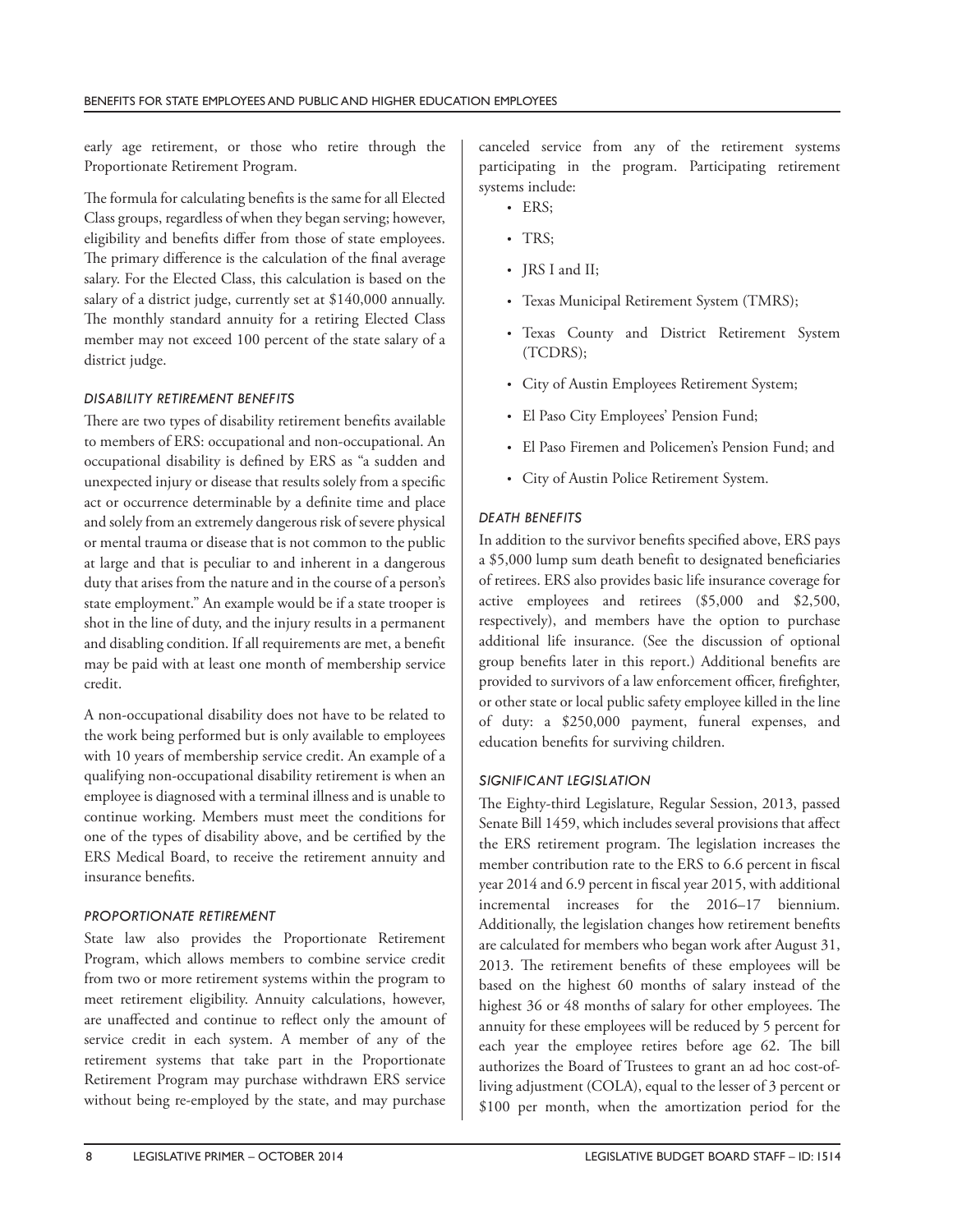early age retirement, or those who retire through the Proportionate Retirement Program.

The formula for calculating benefits is the same for all Elected Class groups, regardless of when they began serving; however, eligibility and benefits differ from those of state employees. The primary difference is the calculation of the final average salary. For the Elected Class, this calculation is based on the salary of a district judge, currently set at $140,000 annually. The monthly standard annuity for a retiring Elected Class member may not exceed 100 percent of the state salary of a district judge.

#### DISABILITY RETIREMENT BENEFITS

There are two types of disability retirement benefits available to members of ERS: occupational and non-occupational. An occupational disability is defined by ERS as "a sudden and unexpected injury or disease that results solely from a specific act or occurrence determinable by a definite time and place and solely from an extremely dangerous risk of severe physical or mental trauma or disease that is not common to the public at large and that is peculiar to and inherent in a dangerous duty that arises from the nature and in the course of a person's state employment." An example would be if a state trooper is shot in the line of duty, and the injury results in a permanent and disabling condition. If all requirements are met, a benefit may be paid with at least one month of membership service credit.

A non-occupational disability does not have to be related to the work being performed but is only available to employees with 10 years of membership service credit. An example of a qualifying non-occupational disability retirement is when an employee is diagnosed with a terminal illness and is unable to continue working. Members must meet the conditions for one of the types of disability above, and be certified by the ERS Medical Board, to receive the retirement annuity and insurance benefits.

#### PROPORTIONATE RETIREMENT

State law also provides the Proportionate Retirement Program, which allows members to combine service credit from two or more retirement systems within the program to meet retirement eligibility. Annuity calculations, however, are unaffected and continue to reflect only the amount of service credit in each system. A member of any of the retirement systems that take part in the Proportionate Retirement Program may purchase withdrawn ERS service without being re-employed by the state, and may purchase canceled service from any of the retirement systems participating in the program. Participating retirement systems include:

- ERS;
- TRS;
- JRS I and II;
- Texas Municipal Retirement System (TMRS);
- Texas County and District Retirement System (TCDRS);
- City of Austin Employees Retirement System;
- El Paso City Employees' Pension Fund;
- El Paso Firemen and Policemen's Pension Fund; and
- City of Austin Police Retirement System.

#### DEATH BENEFITS

In addition to the survivor benefits specified above, ERS pays a $5,000 lump sum death benefit to designated beneficiaries of retirees. ERS also provides basic life insurance coverage for active employees and retirees ($5,000 and $2,500, respectively), and members have the option to purchase additional life insurance. (See the discussion of optional group benefits later in this report.) Additional benefits are provided to survivors of a law enforcement officer, firefighter, or other state or local public safety employee killed in the line of duty: a $250,000 payment, funeral expenses, and education benefits for surviving children.

#### SIGNIFICANT LEGISLATION

The Eighty-third Legislature, Regular Session, 2013, passed Senate Bill 1459, which includes several provisions that affect the ERS retirement program. The legislation increases the member contribution rate to the ERS to 6.6 percent in fiscal year 2014 and 6.9 percent in fiscal year 2015, with additional incremental increases for the 2016–17 biennium. Additionally, the legislation changes how retirement benefits are calculated for members who began work after August 31, 2013. The retirement benefits of these employees will be based on the highest 60 months of salary instead of the highest 36 or 48 months of salary for other employees. The annuity for these employees will be reduced by 5 percent for each year the employee retires before age 62. The bill authorizes the Board of Trustees to grant an ad hoc cost-of-living adjustment (COLA), equal to the lesser of 3 percent or $100 per month, when the amortization period for the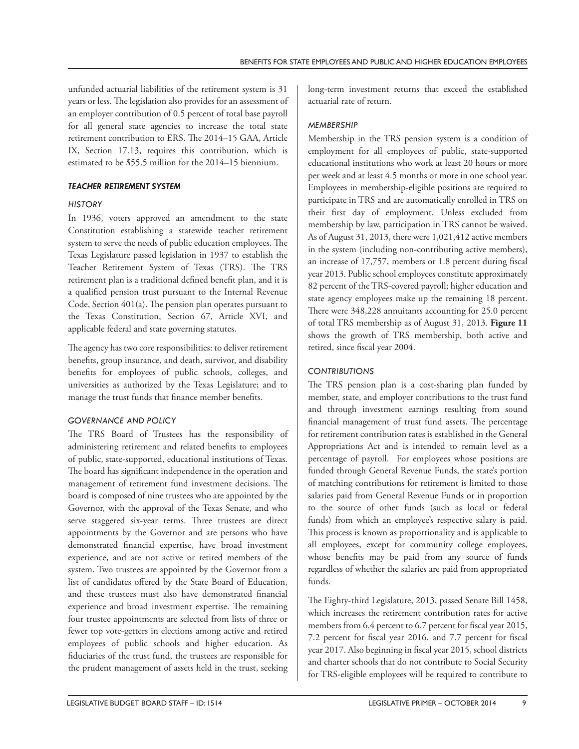unfunded actuarial liabilities of the retirement system is 31 years or less. The legislation also provides for an assessment of an employer contribution of 0.5 percent of total base payroll for all general state agencies to increase the total state retirement contribution to ERS. The 2014–15 GAA, Article IX, Section 17.13, requires this contribution, which is estimated to be $55.5 million for the 2014–15 biennium.

### TEACHER RETIREMENT SYSTEM

#### HISTORY

In 1936, voters approved an amendment to the state Constitution establishing a statewide teacher retirement system to serve the needs of public education employees. The Texas Legislature passed legislation in 1937 to establish the Teacher Retirement System of Texas (TRS). The TRS retirement plan is a traditional defined benefit plan, and it is a qualified pension trust pursuant to the Internal Revenue Code, Section 401(a). The pension plan operates pursuant to the Texas Constitution, Section 67, Article XVI, and applicable federal and state governing statutes.

The agency has two core responsibilities: to deliver retirement benefits, group insurance, and death, survivor, and disability benefits for employees of public schools, colleges, and universities as authorized by the Texas Legislature; and to manage the trust funds that finance member benefits.

#### GOVERNANCE AND POLICY

The TRS Board of Trustees has the responsibility of administering retirement and related benefits to employees of public, state-supported, educational institutions of Texas. The board has significant independence in the operation and management of retirement fund investment decisions. The board is composed of nine trustees who are appointed by the Governor, with the approval of the Texas Senate, and who serve staggered six-year terms. Three trustees are direct appointments by the Governor and are persons who have demonstrated financial expertise, have broad investment experience, and are not active or retired members of the system. Two trustees are appointed by the Governor from a list of candidates offered by the State Board of Education, and these trustees must also have demonstrated financial experience and broad investment expertise. The remaining four trustee appointments are selected from lists of three or fewer top vote-getters in elections among active and retired employees of public schools and higher education. As fiduciaries of the trust fund, the trustees are responsible for the prudent management of assets held in the trust, seeking long-term investment returns that exceed the established actuarial rate of return.

#### MEMBERSHIP

Membership in the TRS pension system is a condition of employment for all employees of public, state-supported educational institutions who work at least 20 hours or more per week and at least 4.5 months or more in one school year. Employees in membership-eligible positions are required to participate in TRS and are automatically enrolled in TRS on their first day of employment. Unless excluded from membership by law, participation in TRS cannot be waived. As of August 31, 2013, there were 1,021,412 active members in the system (including non-contributing active members), an increase of 17,757, members or 1.8 percent during fiscal year 2013. Public school employees constitute approximately 82 percent of the TRS-covered payroll; higher education and state agency employees make up the remaining 18 percent. There were 348,228 annuitants accounting for 25.0 percent of total TRS membership as of August 31, 2013. **Figure 11** shows the growth of TRS membership, both active and retired, since fiscal year 2004.

#### CONTRIBUTIONS

The TRS pension plan is a cost-sharing plan funded by member, state, and employer contributions to the trust fund and through investment earnings resulting from sound financial management of trust fund assets. The percentage for retirement contribution rates is established in the General Appropriations Act and is intended to remain level as a percentage of payroll. For employees whose positions are funded through General Revenue Funds, the state's portion of matching contributions for retirement is limited to those salaries paid from General Revenue Funds or in proportion to the source of other funds (such as local or federal funds) from which an employee's respective salary is paid. This process is known as proportionality and is applicable to all employees, except for community college employees, whose benefits may be paid from any source of funds regardless of whether the salaries are paid from appropriated funds.

The Eighty-third Legislature, 2013, passed Senate Bill 1458, which increases the retirement contribution rates for active members from 6.4 percent to 6.7 percent for fiscal year 2015, 7.2 percent for fiscal year 2016, and 7.7 percent for fiscal year 2017. Also beginning in fiscal year 2015, school districts and charter schools that do not contribute to Social Security for TRS-eligible employees will be required to contribute to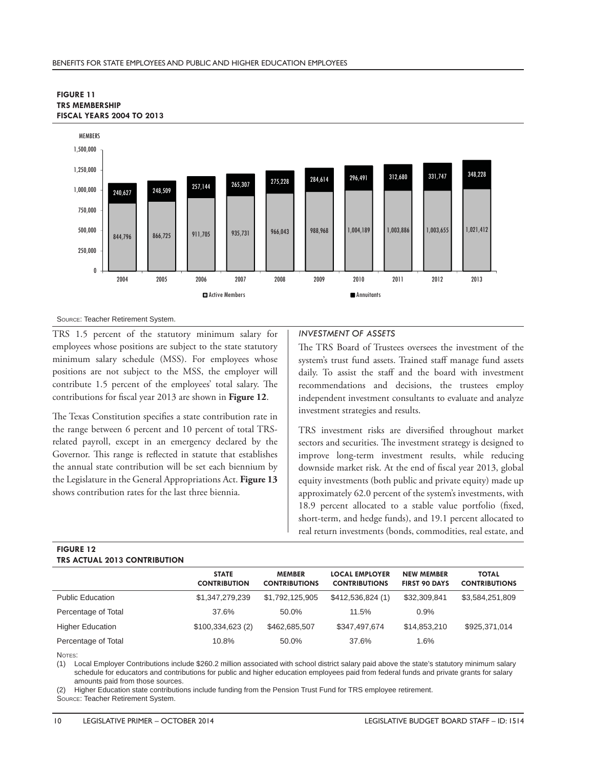**FIGURE 11**
**TRS MEMBERSHIP**
**FISCAL YEARS 2004 TO 2013**

| Fiscal Year | Active Members | Annuitants |
|---|---|---|
| 2004 | 844,796 | 240,627 |
| 2005 | 866,725 | 248,509 |
| 2006 | 911,705 | 257,144 |
| 2007 | 935,731 | 265,307 |
| 2008 | 966,043 | 275,228 |
| 2009 | 988,968 | 284,614 |
| 2010 | 1,004,189 | 296,491 |
| 2011 | 1,003,886 | 312,680 |
| 2012 | 1,003,655 | 331,747 |
| 2013 | 1,021,412 | 348,228 |

Source: Teacher Retirement System.

TRS 1.5 percent of the statutory minimum salary for employees whose positions are subject to the state statutory minimum salary schedule (MSS). For employees whose positions are not subject to the MSS, the employer will contribute 1.5 percent of the employees' total salary. The contributions for fiscal year 2013 are shown in **Figure 12**.

The Texas Constitution specifies a state contribution rate in the range between 6 percent and 10 percent of total TRS-related payroll, except in an emergency declared by the Governor. This range is reflected in statute that establishes the annual state contribution will be set each biennium by the Legislature in the General Appropriations Act. **Figure 13** shows contribution rates for the last three biennia.

### *INVESTMENT OF ASSETS*

The TRS Board of Trustees oversees the investment of the system's trust fund assets. Trained staff manage fund assets daily. To assist the staff and the board with investment recommendations and decisions, the trustees employ independent investment consultants to evaluate and analyze investment strategies and results.

TRS investment risks are diversified throughout market sectors and securities. The investment strategy is designed to improve long-term investment results, while reducing downside market risk. At the end of fiscal year 2013, global equity investments (both public and private equity) made up approximately 62.0 percent of the system's investments, with 18.9 percent allocated to a stable value portfolio (fixed, short-term, and hedge funds), and 19.1 percent allocated to real return investments (bonds, commodities, real estate, and

**FIGURE 12**
**TRS ACTUAL 2013 CONTRIBUTION**

| | STATE CONTRIBUTION | MEMBER CONTRIBUTIONS | LOCAL EMPLOYER CONTRIBUTIONS | NEW MEMBER FIRST 90 DAYS | TOTAL CONTRIBUTIONS |
|---|---|---|---|---|---|
| Public Education | $1,347,279,239 | $1,792,125,905 | $412,536,824 (1) | $32,309,841 | $3,584,251,809 |
| Percentage of Total | 37.6% | 50.0% | 11.5% | 0.9% | |
| Higher Education | $100,334,623 (2) | $462,685,507 | $347,497,674 | $14,853,210 | $925,371,014 |
| Percentage of Total | 10.8% | 50.0% | 37.6% | 1.6% | |

Notes:
(1) Local Employer Contributions include $260.2 million associated with school district salary paid above the state's statutory minimum salary schedule for educators and contributions for public and higher education employees paid from federal funds and private grants for salary amounts paid from those sources.
(2) Higher Education state contributions include funding from the Pension Trust Fund for TRS employee retirement.
Source: Teacher Retirement System.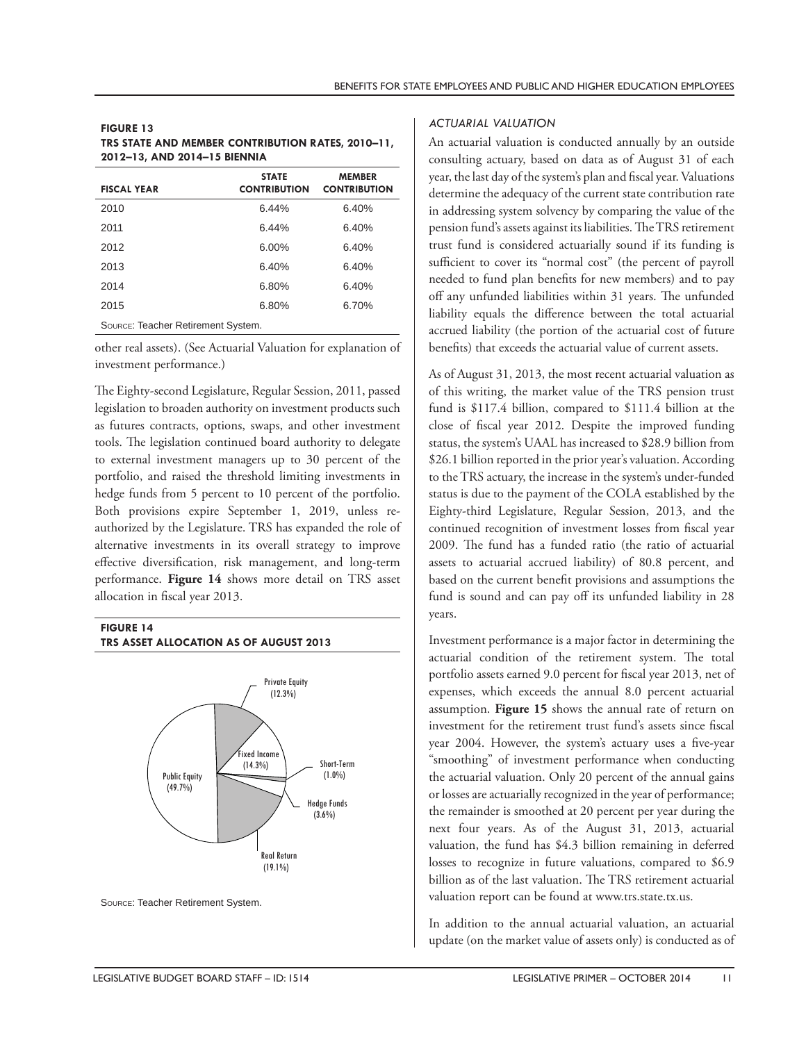**FIGURE 13**
**TRS STATE AND MEMBER CONTRIBUTION RATES, 2010–11, 2012–13, AND 2014–15 BIENNIA**

| FISCAL YEAR | STATE CONTRIBUTION | MEMBER CONTRIBUTION |
|---|---|---|
| 2010 | 6.44% | 6.40% |
| 2011 | 6.44% | 6.40% |
| 2012 | 6.00% | 6.40% |
| 2013 | 6.40% | 6.40% |
| 2014 | 6.80% | 6.40% |
| 2015 | 6.80% | 6.70% |

SOURCE: Teacher Retirement System.

other real assets). (See Actuarial Valuation for explanation of investment performance.)

The Eighty-second Legislature, Regular Session, 2011, passed legislation to broaden authority on investment products such as futures contracts, options, swaps, and other investment tools. The legislation continued board authority to delegate to external investment managers up to 30 percent of the portfolio, and raised the threshold limiting investments in hedge funds from 5 percent to 10 percent of the portfolio. Both provisions expire September 1, 2019, unless re-authorized by the Legislature. TRS has expanded the role of alternative investments in its overall strategy to improve effective diversification, risk management, and long-term performance. **Figure 14** shows more detail on TRS asset allocation in fiscal year 2013.

**FIGURE 14**
**TRS ASSET ALLOCATION AS OF AUGUST 2013**

Private Equity (12.3%)
Fixed Income (14.3%)
Short-Term (1.0%)
Hedge Funds (3.6%)
Real Return (19.1%)
Public Equity (49.7%)

SOURCE: Teacher Retirement System.

### *ACTUARIAL VALUATION*

An actuarial valuation is conducted annually by an outside consulting actuary, based on data as of August 31 of each year, the last day of the system's plan and fiscal year. Valuations determine the adequacy of the current state contribution rate in addressing system solvency by comparing the value of the pension fund's assets against its liabilities. The TRS retirement trust fund is considered actuarially sound if its funding is sufficient to cover its "normal cost" (the percent of payroll needed to fund plan benefits for new members) and to pay off any unfunded liabilities within 31 years. The unfunded liability equals the difference between the total actuarial accrued liability (the portion of the actuarial cost of future benefits) that exceeds the actuarial value of current assets.

As of August 31, 2013, the most recent actuarial valuation as of this writing, the market value of the TRS pension trust fund is \$117.4 billion, compared to \$111.4 billion at the close of fiscal year 2012. Despite the improved funding status, the system's UAAL has increased to \$28.9 billion from \$26.1 billion reported in the prior year's valuation. According to the TRS actuary, the increase in the system's under-funded status is due to the payment of the COLA established by the Eighty-third Legislature, Regular Session, 2013, and the continued recognition of investment losses from fiscal year 2009. The fund has a funded ratio (the ratio of actuarial assets to actuarial accrued liability) of 80.8 percent, and based on the current benefit provisions and assumptions the fund is sound and can pay off its unfunded liability in 28 years.

Investment performance is a major factor in determining the actuarial condition of the retirement system. The total portfolio assets earned 9.0 percent for fiscal year 2013, net of expenses, which exceeds the annual 8.0 percent actuarial assumption. **Figure 15** shows the annual rate of return on investment for the retirement trust fund's assets since fiscal year 2004. However, the system's actuary uses a five-year "smoothing" of investment performance when conducting the actuarial valuation. Only 20 percent of the annual gains or losses are actuarially recognized in the year of performance; the remainder is smoothed at 20 percent per year during the next four years. As of the August 31, 2013, actuarial valuation, the fund has \$4.3 billion remaining in deferred losses to recognize in future valuations, compared to \$6.9 billion as of the last valuation. The TRS retirement actuarial valuation report can be found at www.trs.state.tx.us.

In addition to the annual actuarial valuation, an actuarial update (on the market value of assets only) is conducted as of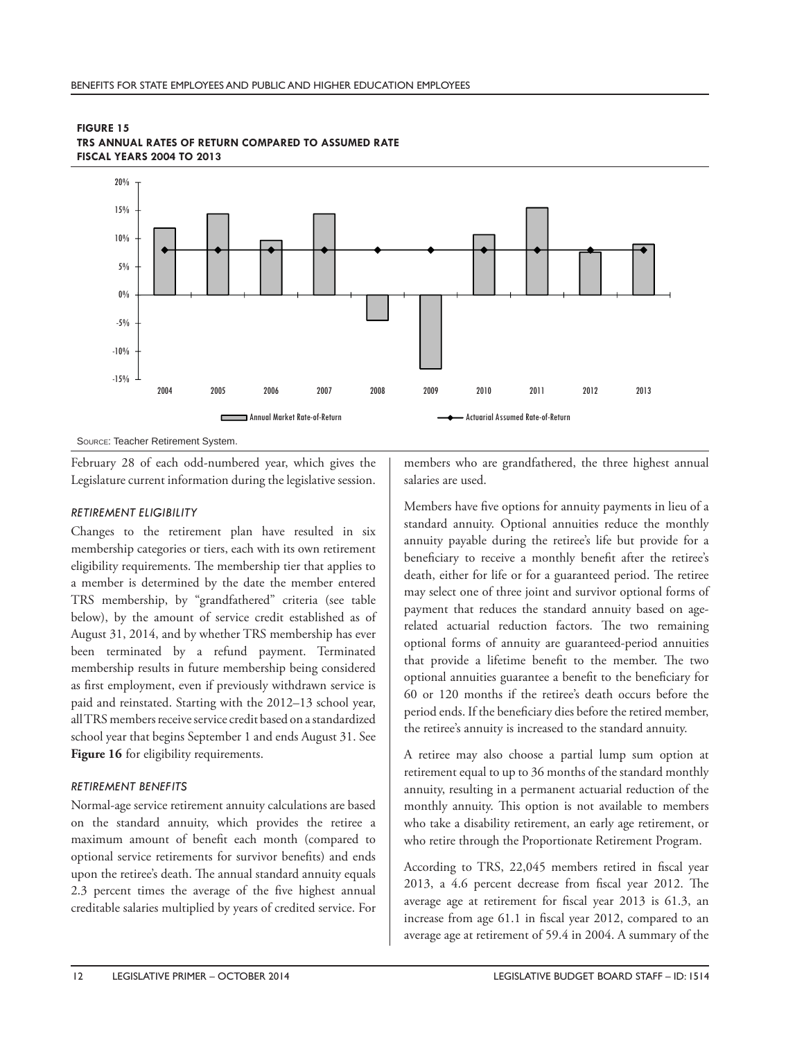**FIGURE 15**
**TRS ANNUAL RATES OF RETURN COMPARED TO ASSUMED RATE**
**FISCAL YEARS 2004 TO 2013**

Annual Market Rate-of-Return | Actuarial Assumed Rate-of-Return

SOURCE: Teacher Retirement System.

February 28 of each odd-numbered year, which gives the Legislature current information during the legislative session.

### *RETIREMENT ELIGIBILITY*

Changes to the retirement plan have resulted in six membership categories or tiers, each with its own retirement eligibility requirements. The membership tier that applies to a member is determined by the date the member entered TRS membership, by "grandfathered" criteria (see table below), by the amount of service credit established as of August 31, 2014, and by whether TRS membership has ever been terminated by a refund payment. Terminated membership results in future membership being considered as first employment, even if previously withdrawn service is paid and reinstated. Starting with the 2012–13 school year, all TRS members receive service credit based on a standardized school year that begins September 1 and ends August 31. See **Figure 16** for eligibility requirements.

### *RETIREMENT BENEFITS*

Normal-age service retirement annuity calculations are based on the standard annuity, which provides the retiree a maximum amount of benefit each month (compared to optional service retirements for survivor benefits) and ends upon the retiree's death. The annual standard annuity equals 2.3 percent times the average of the five highest annual creditable salaries multiplied by years of credited service. For members who are grandfathered, the three highest annual salaries are used.

Members have five options for annuity payments in lieu of a standard annuity. Optional annuities reduce the monthly annuity payable during the retiree's life but provide for a beneficiary to receive a monthly benefit after the retiree's death, either for life or for a guaranteed period. The retiree may select one of three joint and survivor optional forms of payment that reduces the standard annuity based on age-related actuarial reduction factors. The two remaining optional forms of annuity are guaranteed-period annuities that provide a lifetime benefit to the member. The two optional annuities guarantee a benefit to the beneficiary for 60 or 120 months if the retiree's death occurs before the period ends. If the beneficiary dies before the retired member, the retiree's annuity is increased to the standard annuity.

A retiree may also choose a partial lump sum option at retirement equal to up to 36 months of the standard monthly annuity, resulting in a permanent actuarial reduction of the monthly annuity. This option is not available to members who take a disability retirement, an early age retirement, or who retire through the Proportionate Retirement Program.

According to TRS, 22,045 members retired in fiscal year 2013, a 4.6 percent decrease from fiscal year 2012. The average age at retirement for fiscal year 2013 is 61.3, an increase from age 61.1 in fiscal year 2012, compared to an average age at retirement of 59.4 in 2004. A summary of the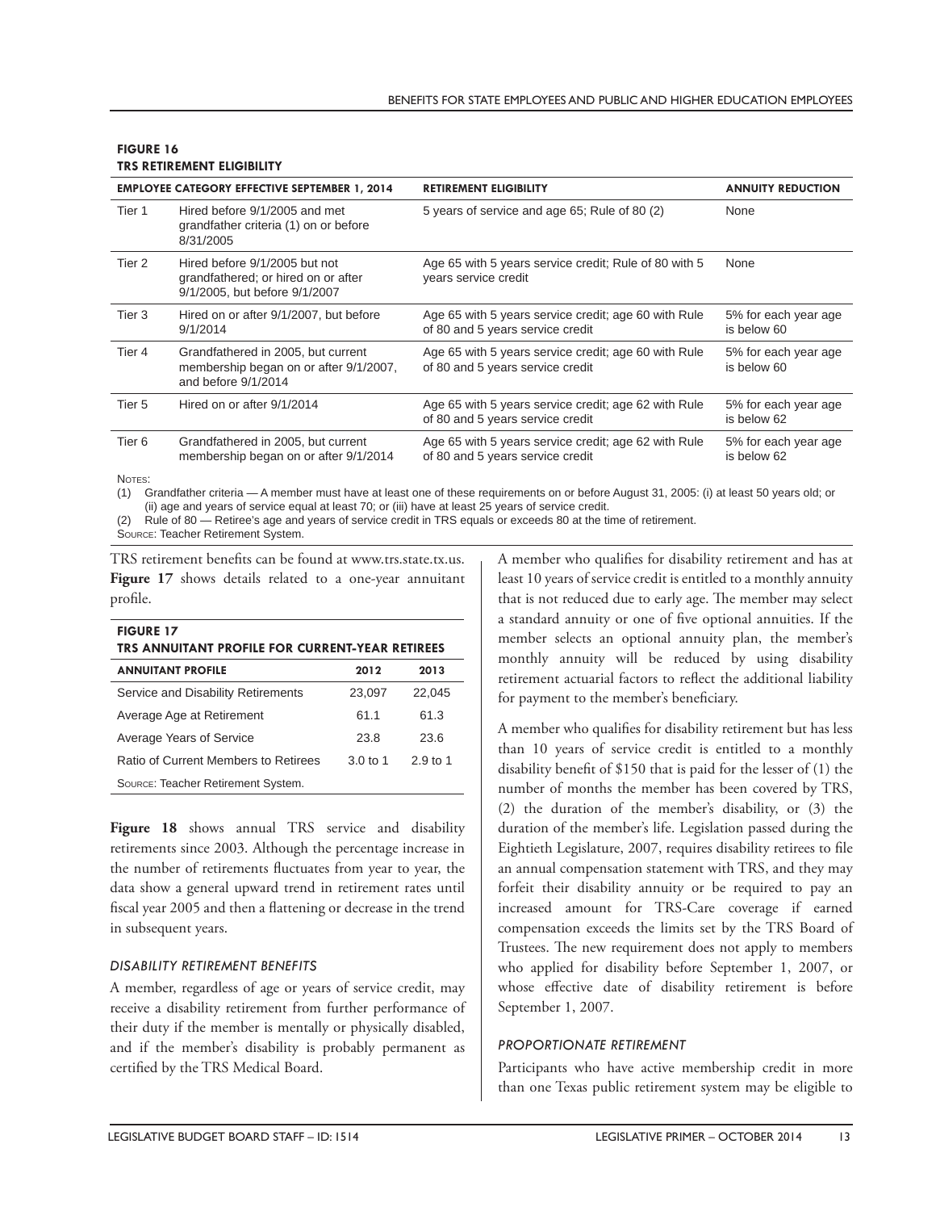**FIGURE 16**
**TRS RETIREMENT ELIGIBILITY**

| EMPLOYEE CATEGORY EFFECTIVE SEPTEMBER 1, 2014 | | RETIREMENT ELIGIBILITY | ANNUITY REDUCTION |
|---|---|---|---|
| Tier 1 | Hired before 9/1/2005 and met grandfather criteria (1) on or before 8/31/2005 | 5 years of service and age 65; Rule of 80 (2) | None |
| Tier 2 | Hired before 9/1/2005 but not grandfathered; or hired on or after 9/1/2005, but before 9/1/2007 | Age 65 with 5 years service credit; Rule of 80 with 5 years service credit | None |
| Tier 3 | Hired on or after 9/1/2007, but before 9/1/2014 | Age 65 with 5 years service credit; age 60 with Rule of 80 and 5 years service credit | 5% for each year age is below 60 |
| Tier 4 | Grandfathered in 2005, but current membership began on or after 9/1/2007, and before 9/1/2014 | Age 65 with 5 years service credit; age 60 with Rule of 80 and 5 years service credit | 5% for each year age is below 60 |
| Tier 5 | Hired on or after 9/1/2014 | Age 65 with 5 years service credit; age 62 with Rule of 80 and 5 years service credit | 5% for each year age is below 62 |
| Tier 6 | Grandfathered in 2005, but current membership began on or after 9/1/2014 | Age 65 with 5 years service credit; age 62 with Rule of 80 and 5 years service credit | 5% for each year age is below 62 |

NOTES:
(1) Grandfather criteria — A member must have at least one of these requirements on or before August 31, 2005: (i) at least 50 years old; or (ii) age and years of service equal at least 70; or (iii) have at least 25 years of service credit.
(2) Rule of 80 — Retiree's age and years of service credit in TRS equals or exceeds 80 at the time of retirement.
SOURCE: Teacher Retirement System.

TRS retirement benefits can be found at www.trs.state.tx.us. **Figure 17** shows details related to a one-year annuitant profile.

**FIGURE 17**
**TRS ANNUITANT PROFILE FOR CURRENT-YEAR RETIREES**

| ANNUITANT PROFILE | 2012 | 2013 |
|---|---|---|
| Service and Disability Retirements | 23,097 | 22,045 |
| Average Age at Retirement | 61.1 | 61.3 |
| Average Years of Service | 23.8 | 23.6 |
| Ratio of Current Members to Retirees | 3.0 to 1 | 2.9 to 1 |

SOURCE: Teacher Retirement System.

**Figure 18** shows annual TRS service and disability retirements since 2003. Although the percentage increase in the number of retirements fluctuates from year to year, the data show a general upward trend in retirement rates until fiscal year 2005 and then a flattening or decrease in the trend in subsequent years.

### *DISABILITY RETIREMENT BENEFITS*

A member, regardless of age or years of service credit, may receive a disability retirement from further performance of their duty if the member is mentally or physically disabled, and if the member's disability is probably permanent as certified by the TRS Medical Board.

A member who qualifies for disability retirement and has at least 10 years of service credit is entitled to a monthly annuity that is not reduced due to early age. The member may select a standard annuity or one of five optional annuities. If the member selects an optional annuity plan, the member's monthly annuity will be reduced by using disability retirement actuarial factors to reflect the additional liability for payment to the member's beneficiary.

A member who qualifies for disability retirement but has less than 10 years of service credit is entitled to a monthly disability benefit of $150 that is paid for the lesser of (1) the number of months the member has been covered by TRS, (2) the duration of the member's disability, or (3) the duration of the member's life. Legislation passed during the Eightieth Legislature, 2007, requires disability retirees to file an annual compensation statement with TRS, and they may forfeit their disability annuity or be required to pay an increased amount for TRS-Care coverage if earned compensation exceeds the limits set by the TRS Board of Trustees. The new requirement does not apply to members who applied for disability before September 1, 2007, or whose effective date of disability retirement is before September 1, 2007.

### *PROPORTIONATE RETIREMENT*

Participants who have active membership credit in more than one Texas public retirement system may be eligible to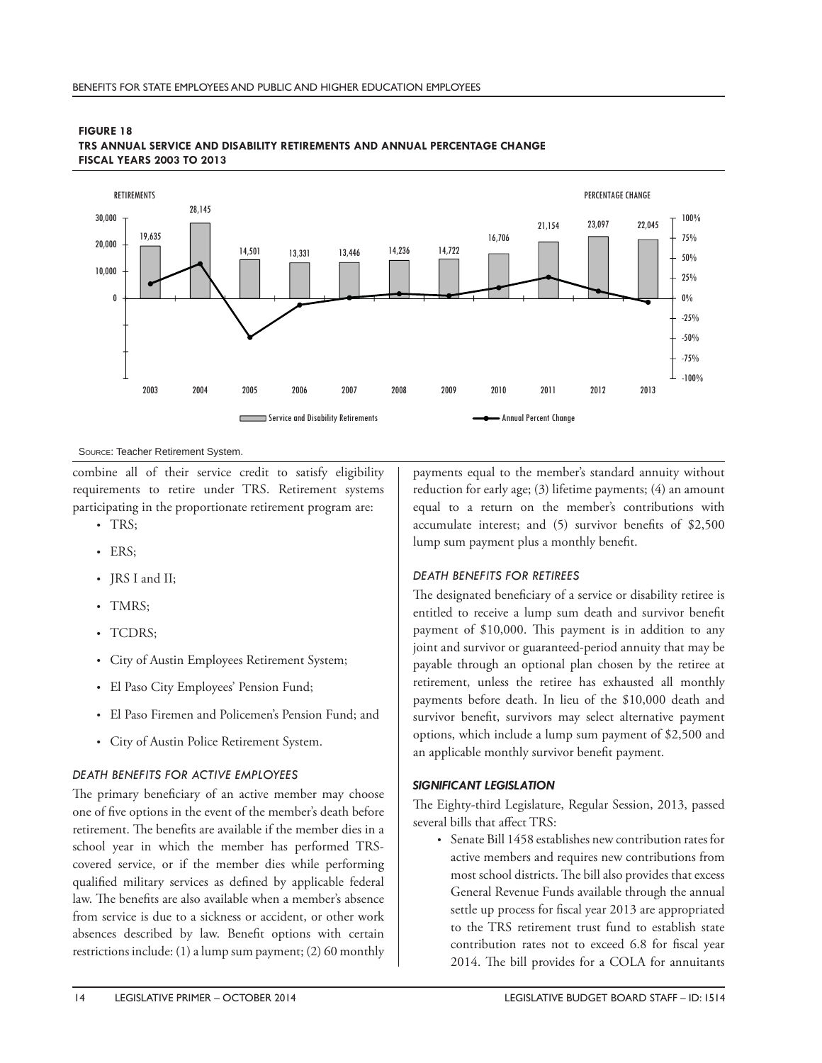**FIGURE 18**
**TRS ANNUAL SERVICE AND DISABILITY RETIREMENTS AND ANNUAL PERCENTAGE CHANGE**
**FISCAL YEARS 2003 TO 2013**

| Fiscal Year | Service and Disability Retirements |
|---|---|
| 2003 | 19,635 |
| 2004 | 28,145 |
| 2005 | 14,501 |
| 2006 | 13,331 |
| 2007 | 13,446 |
| 2008 | 14,236 |
| 2009 | 14,722 |
| 2010 | 16,706 |
| 2011 | 21,154 |
| 2012 | 23,097 |
| 2013 | 22,045 |

Source: Teacher Retirement System.

combine all of their service credit to satisfy eligibility requirements to retire under TRS. Retirement systems participating in the proportionate retirement program are:

- TRS;
- ERS;
- JRS I and II;
- TMRS;
- TCDRS;
- City of Austin Employees Retirement System;
- El Paso City Employees' Pension Fund;
- El Paso Firemen and Policemen's Pension Fund; and
- City of Austin Police Retirement System.

### *DEATH BENEFITS FOR ACTIVE EMPLOYEES*

The primary beneficiary of an active member may choose one of five options in the event of the member's death before retirement. The benefits are available if the member dies in a school year in which the member has performed TRS-covered service, or if the member dies while performing qualified military services as defined by applicable federal law. The benefits are also available when a member's absence from service is due to a sickness or accident, or other work absences described by law. Benefit options with certain restrictions include: (1) a lump sum payment; (2) 60 monthly payments equal to the member's standard annuity without reduction for early age; (3) lifetime payments; (4) an amount equal to a return on the member's contributions with accumulate interest; and (5) survivor benefits of $2,500 lump sum payment plus a monthly benefit.

### *DEATH BENEFITS FOR RETIREES*

The designated beneficiary of a service or disability retiree is entitled to receive a lump sum death and survivor benefit payment of $10,000. This payment is in addition to any joint and survivor or guaranteed-period annuity that may be payable through an optional plan chosen by the retiree at retirement, unless the retiree has exhausted all monthly payments before death. In lieu of the $10,000 death and survivor benefit, survivors may select alternative payment options, which include a lump sum payment of $2,500 and an applicable monthly survivor benefit payment.

### ***SIGNIFICANT LEGISLATION***

The Eighty-third Legislature, Regular Session, 2013, passed several bills that affect TRS:

- Senate Bill 1458 establishes new contribution rates for active members and requires new contributions from most school districts. The bill also provides that excess General Revenue Funds available through the annual settle up process for fiscal year 2013 are appropriated to the TRS retirement trust fund to establish state contribution rates not to exceed 6.8 for fiscal year 2014. The bill provides for a COLA for annuitants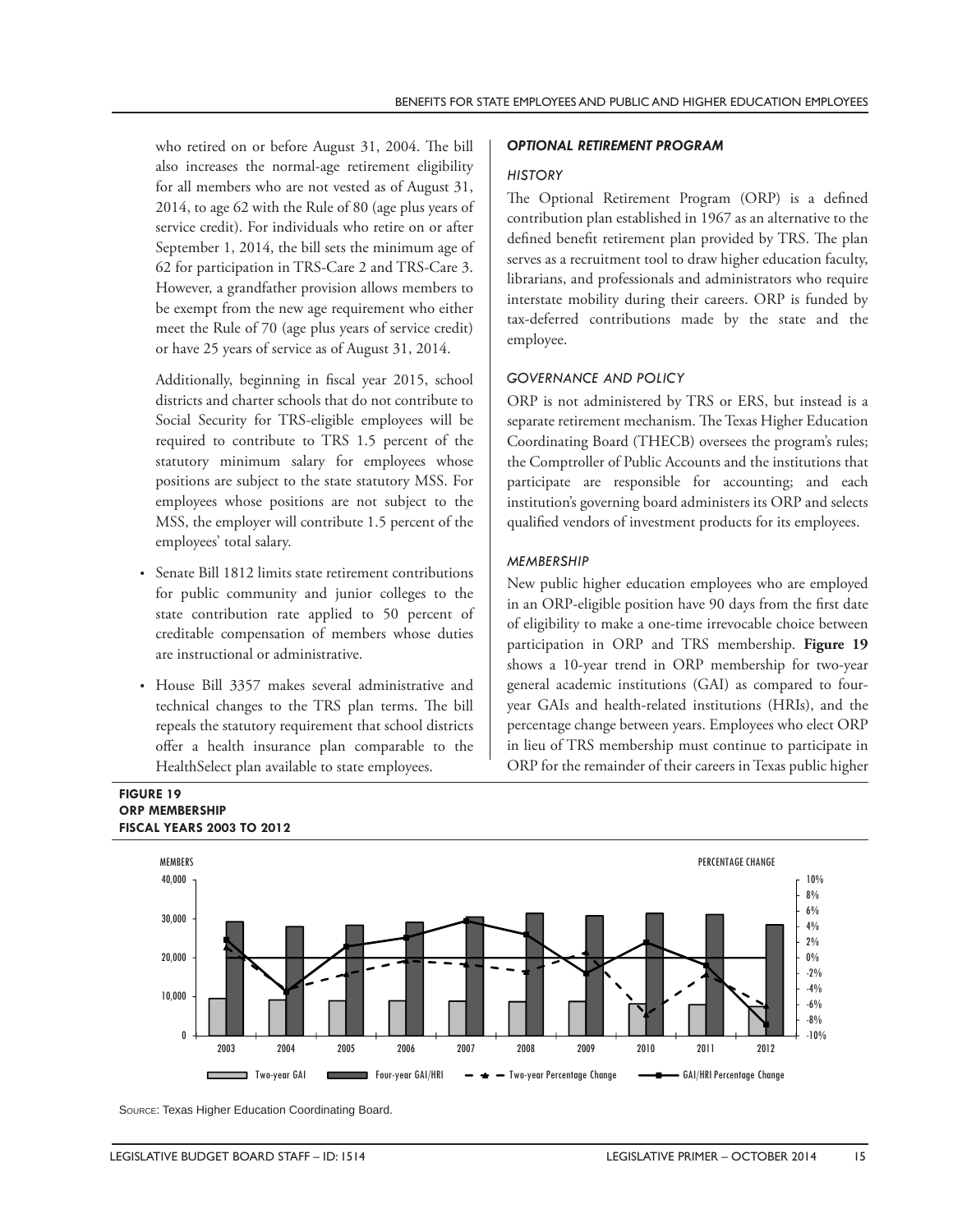who retired on or before August 31, 2004. The bill also increases the normal-age retirement eligibility for all members who are not vested as of August 31, 2014, to age 62 with the Rule of 80 (age plus years of service credit). For individuals who retire on or after September 1, 2014, the bill sets the minimum age of 62 for participation in TRS-Care 2 and TRS-Care 3. However, a grandfather provision allows members to be exempt from the new age requirement who either meet the Rule of 70 (age plus years of service credit) or have 25 years of service as of August 31, 2014.

Additionally, beginning in fiscal year 2015, school districts and charter schools that do not contribute to Social Security for TRS-eligible employees will be required to contribute to TRS 1.5 percent of the statutory minimum salary for employees whose positions are subject to the state statutory MSS. For employees whose positions are not subject to the MSS, the employer will contribute 1.5 percent of the employees' total salary.

- Senate Bill 1812 limits state retirement contributions for public community and junior colleges to the state contribution rate applied to 50 percent of creditable compensation of members whose duties are instructional or administrative.
- House Bill 3357 makes several administrative and technical changes to the TRS plan terms. The bill repeals the statutory requirement that school districts offer a health insurance plan comparable to the HealthSelect plan available to state employees.

### *OPTIONAL RETIREMENT PROGRAM*

#### *HISTORY*

The Optional Retirement Program (ORP) is a defined contribution plan established in 1967 as an alternative to the defined benefit retirement plan provided by TRS. The plan serves as a recruitment tool to draw higher education faculty, librarians, and professionals and administrators who require interstate mobility during their careers. ORP is funded by tax-deferred contributions made by the state and the employee.

#### *GOVERNANCE AND POLICY*

ORP is not administered by TRS or ERS, but instead is a separate retirement mechanism. The Texas Higher Education Coordinating Board (THECB) oversees the program's rules; the Comptroller of Public Accounts and the institutions that participate are responsible for accounting; and each institution's governing board administers its ORP and selects qualified vendors of investment products for its employees.

#### *MEMBERSHIP*

New public higher education employees who are employed in an ORP-eligible position have 90 days from the first date of eligibility to make a one-time irrevocable choice between participation in ORP and TRS membership. **Figure 19** shows a 10-year trend in ORP membership for two-year general academic institutions (GAI) as compared to four-year GAIs and health-related institutions (HRIs), and the percentage change between years. Employees who elect ORP in lieu of TRS membership must continue to participate in ORP for the remainder of their careers in Texas public higher

**FIGURE 19**
**ORP MEMBERSHIP**
**FISCAL YEARS 2003 TO 2012**

Source: Texas Higher Education Coordinating Board.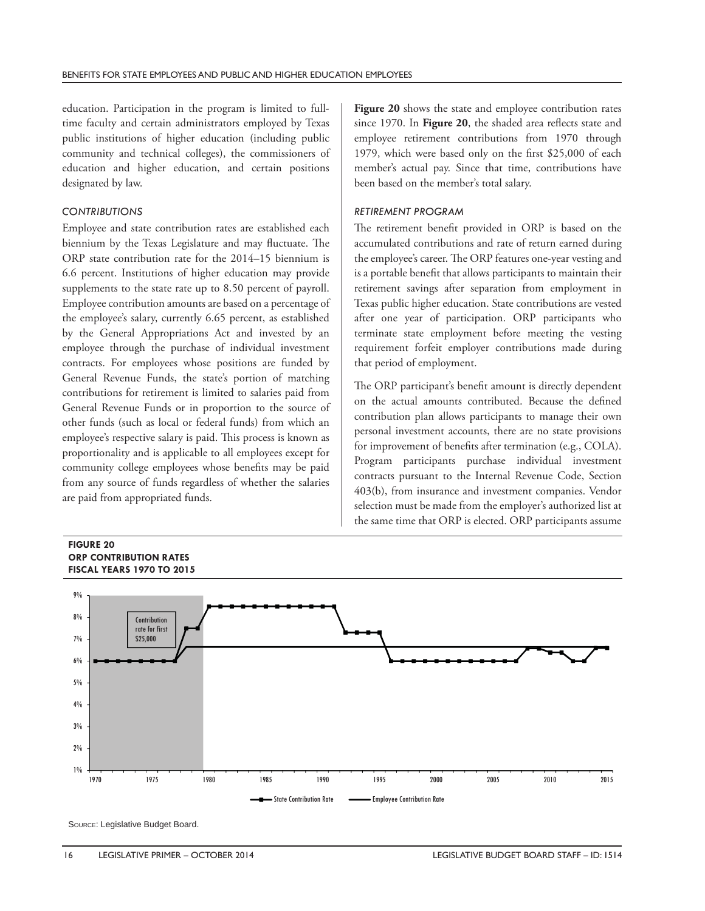education. Participation in the program is limited to full-time faculty and certain administrators employed by Texas public institutions of higher education (including public community and technical colleges), the commissioners of education and higher education, and certain positions designated by law.

### *CONTRIBUTIONS*

Employee and state contribution rates are established each biennium by the Texas Legislature and may fluctuate. The ORP state contribution rate for the 2014–15 biennium is 6.6 percent. Institutions of higher education may provide supplements to the state rate up to 8.50 percent of payroll. Employee contribution amounts are based on a percentage of the employee's salary, currently 6.65 percent, as established by the General Appropriations Act and invested by an employee through the purchase of individual investment contracts. For employees whose positions are funded by General Revenue Funds, the state's portion of matching contributions for retirement is limited to salaries paid from General Revenue Funds or in proportion to the source of other funds (such as local or federal funds) from which an employee's respective salary is paid. This process is known as proportionality and is applicable to all employees except for community college employees whose benefits may be paid from any source of funds regardless of whether the salaries are paid from appropriated funds.

**Figure 20** shows the state and employee contribution rates since 1970. In **Figure 20**, the shaded area reflects state and employee retirement contributions from 1970 through 1979, which were based only on the first $25,000 of each member's actual pay. Since that time, contributions have been based on the member's total salary.

### *RETIREMENT PROGRAM*

The retirement benefit provided in ORP is based on the accumulated contributions and rate of return earned during the employee's career. The ORP features one-year vesting and is a portable benefit that allows participants to maintain their retirement savings after separation from employment in Texas public higher education. State contributions are vested after one year of participation. ORP participants who terminate state employment before meeting the vesting requirement forfeit employer contributions made during that period of employment.

The ORP participant's benefit amount is directly dependent on the actual amounts contributed. Because the defined contribution plan allows participants to manage their own personal investment accounts, there are no state provisions for improvement of benefits after termination (e.g., COLA). Program participants purchase individual investment contracts pursuant to the Internal Revenue Code, Section 403(b), from insurance and investment companies. Vendor selection must be made from the employer's authorized list at the same time that ORP is elected. ORP participants assume

**FIGURE 20**
**ORP CONTRIBUTION RATES**
**FISCAL YEARS 1970 TO 2015**

Contribution rate for first $25,000

State Contribution Rate — Employee Contribution Rate

Source: Legislative Budget Board.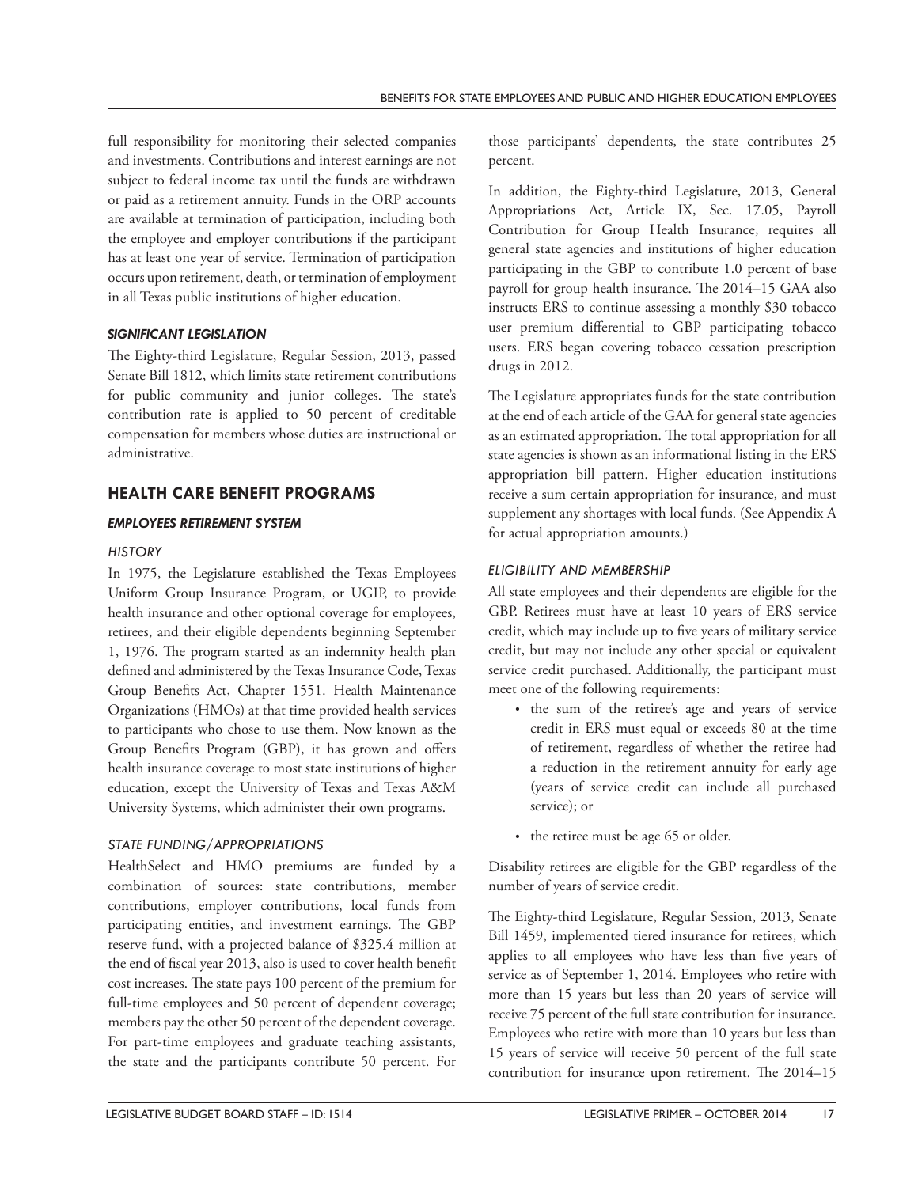full responsibility for monitoring their selected companies and investments. Contributions and interest earnings are not subject to federal income tax until the funds are withdrawn or paid as a retirement annuity. Funds in the ORP accounts are available at termination of participation, including both the employee and employer contributions if the participant has at least one year of service. Termination of participation occurs upon retirement, death, or termination of employment in all Texas public institutions of higher education.

#### *SIGNIFICANT LEGISLATION*

The Eighty-third Legislature, Regular Session, 2013, passed Senate Bill 1812, which limits state retirement contributions for public community and junior colleges. The state's contribution rate is applied to 50 percent of creditable compensation for members whose duties are instructional or administrative.

## HEALTH CARE BENEFIT PROGRAMS

### *EMPLOYEES RETIREMENT SYSTEM*

#### *HISTORY*

In 1975, the Legislature established the Texas Employees Uniform Group Insurance Program, or UGIP, to provide health insurance and other optional coverage for employees, retirees, and their eligible dependents beginning September 1, 1976. The program started as an indemnity health plan defined and administered by the Texas Insurance Code, Texas Group Benefits Act, Chapter 1551. Health Maintenance Organizations (HMOs) at that time provided health services to participants who chose to use them. Now known as the Group Benefits Program (GBP), it has grown and offers health insurance coverage to most state institutions of higher education, except the University of Texas and Texas A&M University Systems, which administer their own programs.

#### *STATE FUNDING/APPROPRIATIONS*

HealthSelect and HMO premiums are funded by a combination of sources: state contributions, member contributions, employer contributions, local funds from participating entities, and investment earnings. The GBP reserve fund, with a projected balance of $325.4 million at the end of fiscal year 2013, also is used to cover health benefit cost increases. The state pays 100 percent of the premium for full-time employees and 50 percent of dependent coverage; members pay the other 50 percent of the dependent coverage. For part-time employees and graduate teaching assistants, the state and the participants contribute 50 percent. For those participants' dependents, the state contributes 25 percent.

In addition, the Eighty-third Legislature, 2013, General Appropriations Act, Article IX, Sec. 17.05, Payroll Contribution for Group Health Insurance, requires all general state agencies and institutions of higher education participating in the GBP to contribute 1.0 percent of base payroll for group health insurance. The 2014–15 GAA also instructs ERS to continue assessing a monthly $30 tobacco user premium differential to GBP participating tobacco users. ERS began covering tobacco cessation prescription drugs in 2012.

The Legislature appropriates funds for the state contribution at the end of each article of the GAA for general state agencies as an estimated appropriation. The total appropriation for all state agencies is shown as an informational listing in the ERS appropriation bill pattern. Higher education institutions receive a sum certain appropriation for insurance, and must supplement any shortages with local funds. (See Appendix A for actual appropriation amounts.)

#### *ELIGIBILITY AND MEMBERSHIP*

All state employees and their dependents are eligible for the GBP. Retirees must have at least 10 years of ERS service credit, which may include up to five years of military service credit, but may not include any other special or equivalent service credit purchased. Additionally, the participant must meet one of the following requirements:

- the sum of the retiree's age and years of service credit in ERS must equal or exceeds 80 at the time of retirement, regardless of whether the retiree had a reduction in the retirement annuity for early age (years of service credit can include all purchased service); or
- the retiree must be age 65 or older.

Disability retirees are eligible for the GBP regardless of the number of years of service credit.

The Eighty-third Legislature, Regular Session, 2013, Senate Bill 1459, implemented tiered insurance for retirees, which applies to all employees who have less than five years of service as of September 1, 2014. Employees who retire with more than 15 years but less than 20 years of service will receive 75 percent of the full state contribution for insurance. Employees who retire with more than 10 years but less than 15 years of service will receive 50 percent of the full state contribution for insurance upon retirement. The 2014–15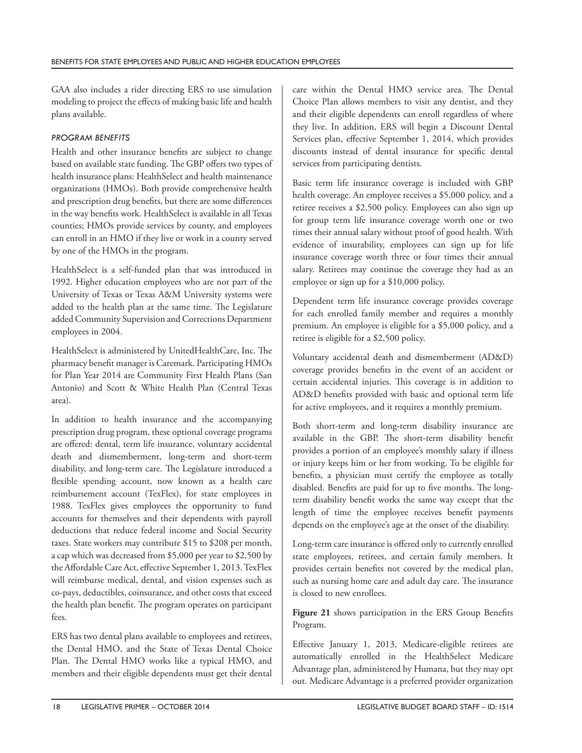GAA also includes a rider directing ERS to use simulation modeling to project the effects of making basic life and health plans available.

### *PROGRAM BENEFITS*

Health and other insurance benefits are subject to change based on available state funding. The GBP offers two types of health insurance plans: HealthSelect and health maintenance organizations (HMOs). Both provide comprehensive health and prescription drug benefits, but there are some differences in the way benefits work. HealthSelect is available in all Texas counties; HMOs provide services by county, and employees can enroll in an HMO if they live or work in a county served by one of the HMOs in the program.

HealthSelect is a self-funded plan that was introduced in 1992. Higher education employees who are not part of the University of Texas or Texas A&M University systems were added to the health plan at the same time. The Legislature added Community Supervision and Corrections Department employees in 2004.

HealthSelect is administered by UnitedHealthCare, Inc. The pharmacy benefit manager is Caremark. Participating HMOs for Plan Year 2014 are Community First Health Plans (San Antonio) and Scott & White Health Plan (Central Texas area).

In addition to health insurance and the accompanying prescription drug program, these optional coverage programs are offered: dental, term life insurance, voluntary accidental death and dismemberment, long-term and short-term disability, and long-term care. The Legislature introduced a flexible spending account, now known as a health care reimbursement account (TexFlex), for state employees in 1988. TexFlex gives employees the opportunity to fund accounts for themselves and their dependents with payroll deductions that reduce federal income and Social Security taxes. State workers may contribute $15 to $208 per month, a cap which was decreased from $5,000 per year to $2,500 by the Affordable Care Act, effective September 1, 2013. TexFlex will reimburse medical, dental, and vision expenses such as co-pays, deductibles, coinsurance, and other costs that exceed the health plan benefit. The program operates on participant fees.

ERS has two dental plans available to employees and retirees, the Dental HMO, and the State of Texas Dental Choice Plan. The Dental HMO works like a typical HMO, and members and their eligible dependents must get their dental care within the Dental HMO service area. The Dental Choice Plan allows members to visit any dentist, and they and their eligible dependents can enroll regardless of where they live. In addition, ERS will begin a Discount Dental Services plan, effective September 1, 2014, which provides discounts instead of dental insurance for specific dental services from participating dentists.

Basic term life insurance coverage is included with GBP health coverage. An employee receives a $5,000 policy, and a retiree receives a $2,500 policy. Employees can also sign up for group term life insurance coverage worth one or two times their annual salary without proof of good health. With evidence of insurability, employees can sign up for life insurance coverage worth three or four times their annual salary. Retirees may continue the coverage they had as an employee or sign up for a $10,000 policy.

Dependent term life insurance coverage provides coverage for each enrolled family member and requires a monthly premium. An employee is eligible for a $5,000 policy, and a retiree is eligible for a $2,500 policy.

Voluntary accidental death and dismemberment (AD&D) coverage provides benefits in the event of an accident or certain accidental injuries. This coverage is in addition to AD&D benefits provided with basic and optional term life for active employees, and it requires a monthly premium.

Both short-term and long-term disability insurance are available in the GBP. The short-term disability benefit provides a portion of an employee's monthly salary if illness or injury keeps him or her from working. To be eligible for benefits, a physician must certify the employee as totally disabled. Benefits are paid for up to five months. The long-term disability benefit works the same way except that the length of time the employee receives benefit payments depends on the employee's age at the onset of the disability.

Long-term care insurance is offered only to currently enrolled state employees, retirees, and certain family members. It provides certain benefits not covered by the medical plan, such as nursing home care and adult day care. The insurance is closed to new enrollees.

**Figure 21** shows participation in the ERS Group Benefits Program.

Effective January 1, 2013, Medicare-eligible retirees are automatically enrolled in the HealthSelect Medicare Advantage plan, administered by Humana, but they may opt out. Medicare Advantage is a preferred provider organization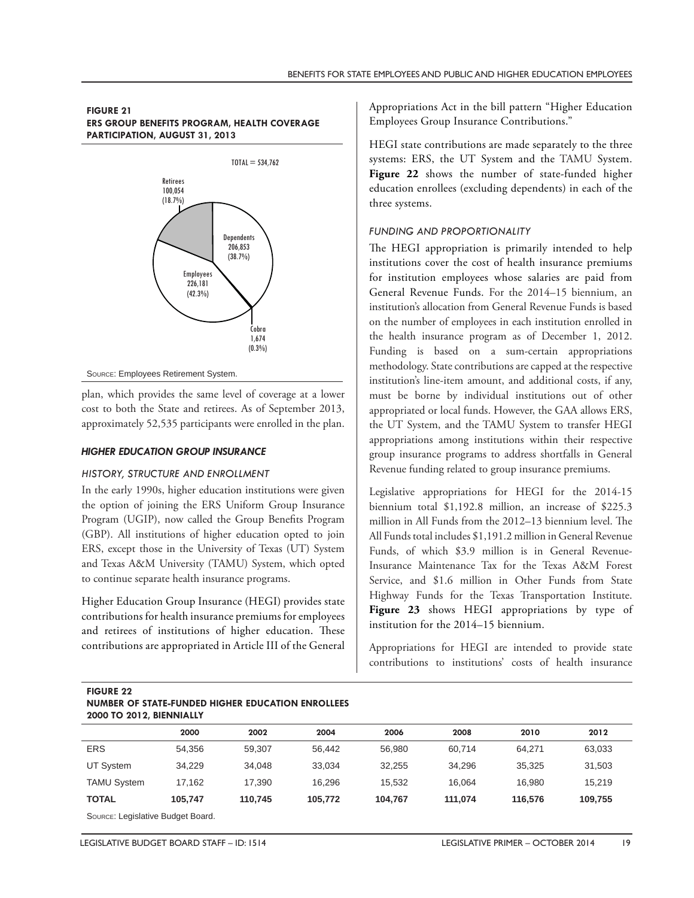**FIGURE 21**
**ERS GROUP BENEFITS PROGRAM, HEALTH COVERAGE PARTICIPATION, AUGUST 31, 2013**

TOTAL = 534,762

Retirees 100,054 (18.7%)

Dependents 206,853 (38.7%)

Employees 226,181 (42.3%)

Cobra 1,674 (0.3%)

Source: Employees Retirement System.

plan, which provides the same level of coverage at a lower cost to both the State and retirees. As of September 2013, approximately 52,535 participants were enrolled in the plan.

### *HIGHER EDUCATION GROUP INSURANCE*

#### *HISTORY, STRUCTURE AND ENROLLMENT*

In the early 1990s, higher education institutions were given the option of joining the ERS Uniform Group Insurance Program (UGIP), now called the Group Benefits Program (GBP). All institutions of higher education opted to join ERS, except those in the University of Texas (UT) System and Texas A&M University (TAMU) System, which opted to continue separate health insurance programs.

Higher Education Group Insurance (HEGI) provides state contributions for health insurance premiums for employees and retirees of institutions of higher education. These contributions are appropriated in Article III of the General Appropriations Act in the bill pattern "Higher Education Employees Group Insurance Contributions."

HEGI state contributions are made separately to the three systems: ERS, the UT System and the TAMU System. **Figure 22** shows the number of state-funded higher education enrollees (excluding dependents) in each of the three systems.

#### *FUNDING AND PROPORTIONALITY*

The HEGI appropriation is primarily intended to help institutions cover the cost of health insurance premiums for institution employees whose salaries are paid from General Revenue Funds. For the 2014–15 biennium, an institution's allocation from General Revenue Funds is based on the number of employees in each institution enrolled in the health insurance program as of December 1, 2012. Funding is based on a sum-certain appropriations methodology. State contributions are capped at the respective institution's line-item amount, and additional costs, if any, must be borne by individual institutions out of other appropriated or local funds. However, the GAA allows ERS, the UT System, and the TAMU System to transfer HEGI appropriations among institutions within their respective group insurance programs to address shortfalls in General Revenue funding related to group insurance premiums.

Legislative appropriations for HEGI for the 2014-15 biennium total $1,192.8 million, an increase of $225.3 million in All Funds from the 2012–13 biennium level. The All Funds total includes $1,191.2 million in General Revenue Funds, of which $3.9 million is in General Revenue-Insurance Maintenance Tax for the Texas A&M Forest Service, and $1.6 million in Other Funds from State Highway Funds for the Texas Transportation Institute. **Figure 23** shows HEGI appropriations by type of institution for the 2014–15 biennium.

Appropriations for HEGI are intended to provide state contributions to institutions' costs of health insurance

**FIGURE 22**
**NUMBER OF STATE-FUNDED HIGHER EDUCATION ENROLLEES 2000 TO 2012, BIENNIALLY**

| | 2000 | 2002 | 2004 | 2006 | 2008 | 2010 | 2012 |
|---|---|---|---|---|---|---|---|
| ERS | 54,356 | 59,307 | 56,442 | 56,980 | 60,714 | 64,271 | 63,033 |
| UT System | 34,229 | 34,048 | 33,034 | 32,255 | 34,296 | 35,325 | 31,503 |
| TAMU System | 17,162 | 17,390 | 16,296 | 15,532 | 16,064 | 16,980 | 15,219 |
| **TOTAL** | **105,747** | **110,745** | **105,772** | **104,767** | **111,074** | **116,576** | **109,755** |

Source: Legislative Budget Board.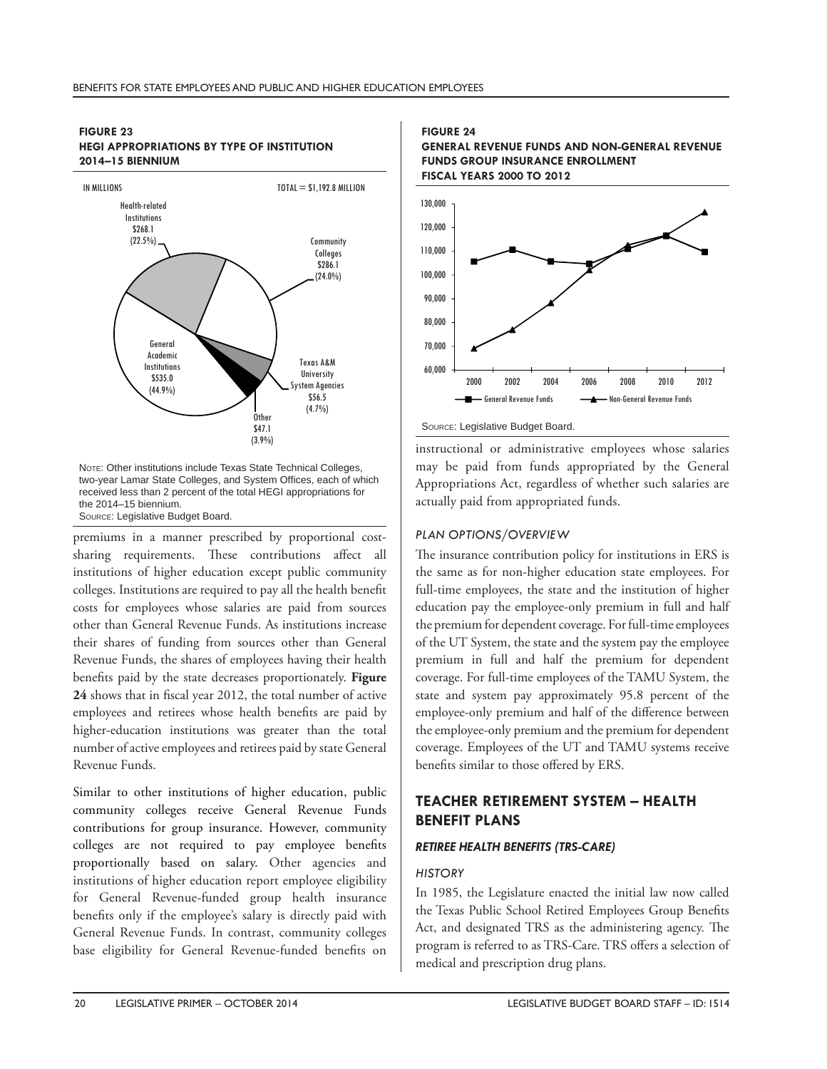**FIGURE 23**
**HEGI APPROPRIATIONS BY TYPE OF INSTITUTION**
**2014–15 BIENNIUM**

IN MILLIONS — TOTAL = $1,192.8 MILLION

| Type of Institution | Amount | Percent |
|---|---|---|
| General Academic Institutions | $535.0 | 44.9% |
| Community Colleges | $286.1 | 24.0% |
| Health-related Institutions | $268.1 | 22.5% |
| Texas A&M University System Agencies | $56.5 | 4.7% |
| Other | $47.1 | 3.9% |

Note: Other institutions include Texas State Technical Colleges, two-year Lamar State Colleges, and System Offices, each of which received less than 2 percent of the total HEGI appropriations for the 2014–15 biennium.
Source: Legislative Budget Board.

premiums in a manner prescribed by proportional cost-sharing requirements. These contributions affect all institutions of higher education except public community colleges. Institutions are required to pay all the health benefit costs for employees whose salaries are paid from sources other than General Revenue Funds. As institutions increase their shares of funding from sources other than General Revenue Funds, the shares of employees having their health benefits paid by the state decreases proportionately. **Figure 24** shows that in fiscal year 2012, the total number of active employees and retirees whose health benefits are paid by higher-education institutions was greater than the total number of active employees and retirees paid by state General Revenue Funds.

Similar to other institutions of higher education, public community colleges receive General Revenue Funds contributions for group insurance. However, community colleges are not required to pay employee benefits proportionally based on salary. Other agencies and institutions of higher education report employee eligibility for General Revenue-funded group health insurance benefits only if the employee's salary is directly paid with General Revenue Funds. In contrast, community colleges base eligibility for General Revenue-funded benefits on instructional or administrative employees whose salaries may be paid from funds appropriated by the General Appropriations Act, regardless of whether such salaries are actually paid from appropriated funds.

**FIGURE 24**
**GENERAL REVENUE FUNDS AND NON-GENERAL REVENUE FUNDS GROUP INSURANCE ENROLLMENT**
**FISCAL YEARS 2000 TO 2012**

| Fiscal Year | General Revenue Funds | Non-General Revenue Funds |
|---|---|---|
| 2000 | ~105,500 | ~69,000 |
| 2002 | ~110,500 | ~77,000 |
| 2004 | ~105,500 | ~88,000 |
| 2006 | ~104,500 | ~102,000 |
| 2008 | ~111,000 | ~112,500 |
| 2010 | ~116,500 | ~116,500 |
| 2012 | ~109,500 | ~126,000 |

Source: Legislative Budget Board.

*PLAN OPTIONS/OVERVIEW*

The insurance contribution policy for institutions in ERS is the same as for non-higher education state employees. For full-time employees, the state and the institution of higher education pay the employee-only premium in full and half the premium for dependent coverage. For full-time employees of the UT System, the state and the system pay the employee premium in full and half the premium for dependent coverage. For full-time employees of the TAMU System, the state and system pay approximately 95.8 percent of the employee-only premium and half of the difference between the employee-only premium and the premium for dependent coverage. Employees of the UT and TAMU systems receive benefits similar to those offered by ERS.

## TEACHER RETIREMENT SYSTEM – HEALTH BENEFIT PLANS

### *RETIREE HEALTH BENEFITS (TRS-CARE)*

*HISTORY*

In 1985, the Legislature enacted the initial law now called the Texas Public School Retired Employees Group Benefits Act, and designated TRS as the administering agency. The program is referred to as TRS-Care. TRS offers a selection of medical and prescription drug plans.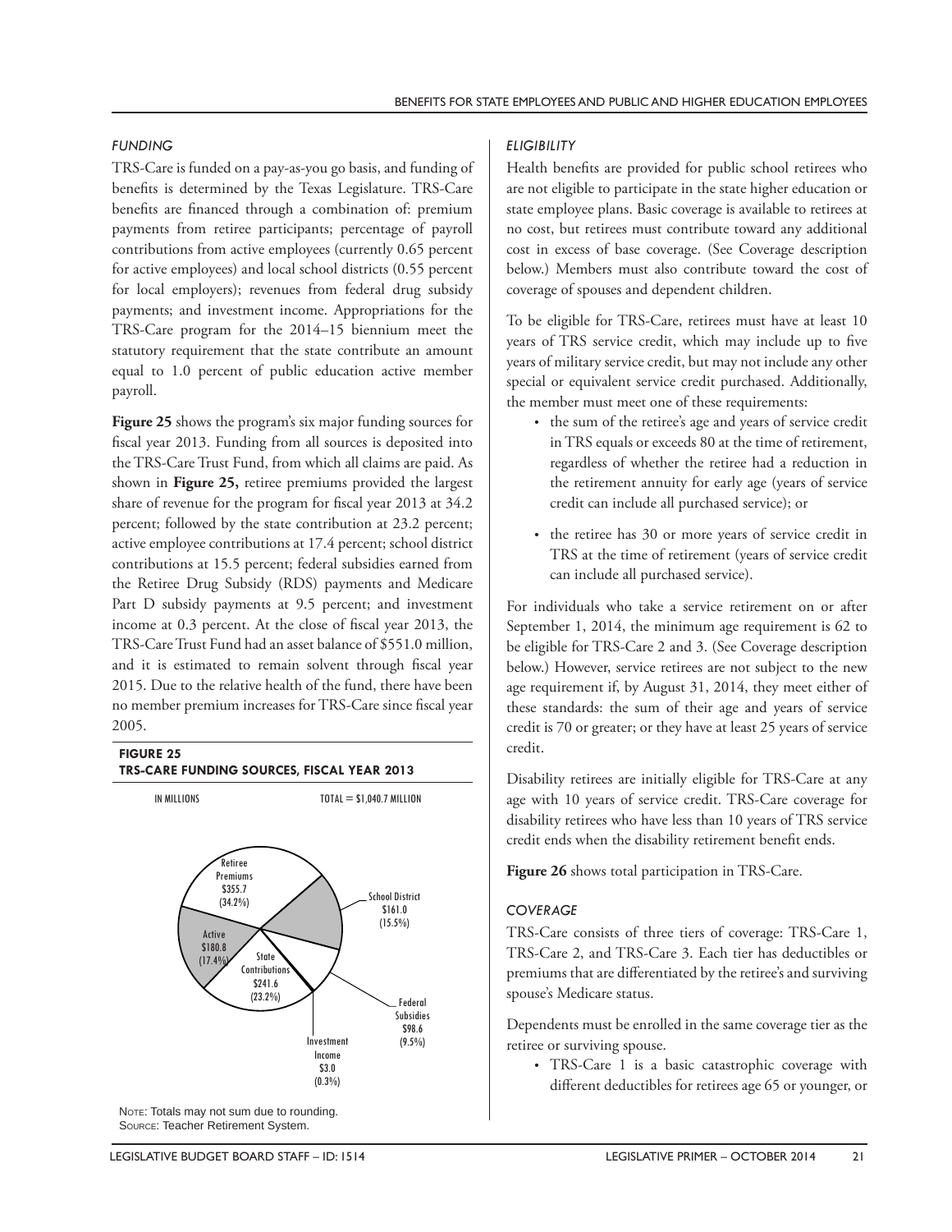### FUNDING

TRS-Care is funded on a pay-as-you go basis, and funding of benefits is determined by the Texas Legislature. TRS-Care benefits are financed through a combination of: premium payments from retiree participants; percentage of payroll contributions from active employees (currently 0.65 percent for active employees) and local school districts (0.55 percent for local employers); revenues from federal drug subsidy payments; and investment income. Appropriations for the TRS-Care program for the 2014–15 biennium meet the statutory requirement that the state contribute an amount equal to 1.0 percent of public education active member payroll.

**Figure 25** shows the program's six major funding sources for fiscal year 2013. Funding from all sources is deposited into the TRS-Care Trust Fund, from which all claims are paid. As shown in **Figure 25,** retiree premiums provided the largest share of revenue for the program for fiscal year 2013 at 34.2 percent; followed by the state contribution at 23.2 percent; active employee contributions at 17.4 percent; school district contributions at 15.5 percent; federal subsidies earned from the Retiree Drug Subsidy (RDS) payments and Medicare Part D subsidy payments at 9.5 percent; and investment income at 0.3 percent. At the close of fiscal year 2013, the TRS-Care Trust Fund had an asset balance of $551.0 million, and it is estimated to remain solvent through fiscal year 2015. Due to the relative health of the fund, there have been no member premium increases for TRS-Care since fiscal year 2005.

**FIGURE 25**
**TRS-CARE FUNDING SOURCES, FISCAL YEAR 2013**

IN MILLIONS — TOTAL = $1,040.7 MILLION

| Source | Amount | Share |
|---|---|---|
| Retiree Premiums | $355.7 | (34.2%) |
| State Contributions | $241.6 | (23.2%) |
| Active | $180.8 | (17.4%) |
| School District | $161.0 | (15.5%) |
| Federal Subsidies | $98.6 | (9.5%) |
| Investment Income | $3.0 | (0.3%) |

Note: Totals may not sum due to rounding.
Source: Teacher Retirement System.

### ELIGIBILITY

Health benefits are provided for public school retirees who are not eligible to participate in the state higher education or state employee plans. Basic coverage is available to retirees at no cost, but retirees must contribute toward any additional cost in excess of base coverage. (See Coverage description below.) Members must also contribute toward the cost of coverage of spouses and dependent children.

To be eligible for TRS-Care, retirees must have at least 10 years of TRS service credit, which may include up to five years of military service credit, but may not include any other special or equivalent service credit purchased. Additionally, the member must meet one of these requirements:

- the sum of the retiree's age and years of service credit in TRS equals or exceeds 80 at the time of retirement, regardless of whether the retiree had a reduction in the retirement annuity for early age (years of service credit can include all purchased service); or
- the retiree has 30 or more years of service credit in TRS at the time of retirement (years of service credit can include all purchased service).

For individuals who take a service retirement on or after September 1, 2014, the minimum age requirement is 62 to be eligible for TRS-Care 2 and 3. (See Coverage description below.) However, service retirees are not subject to the new age requirement if, by August 31, 2014, they meet either of these standards: the sum of their age and years of service credit is 70 or greater; or they have at least 25 years of service credit.

Disability retirees are initially eligible for TRS-Care at any age with 10 years of service credit. TRS-Care coverage for disability retirees who have less than 10 years of TRS service credit ends when the disability retirement benefit ends.

**Figure 26** shows total participation in TRS-Care.

### COVERAGE

TRS-Care consists of three tiers of coverage: TRS-Care 1, TRS-Care 2, and TRS-Care 3. Each tier has deductibles or premiums that are differentiated by the retiree's and surviving spouse's Medicare status.

Dependents must be enrolled in the same coverage tier as the retiree or surviving spouse.

- TRS-Care 1 is a basic catastrophic coverage with different deductibles for retirees age 65 or younger, or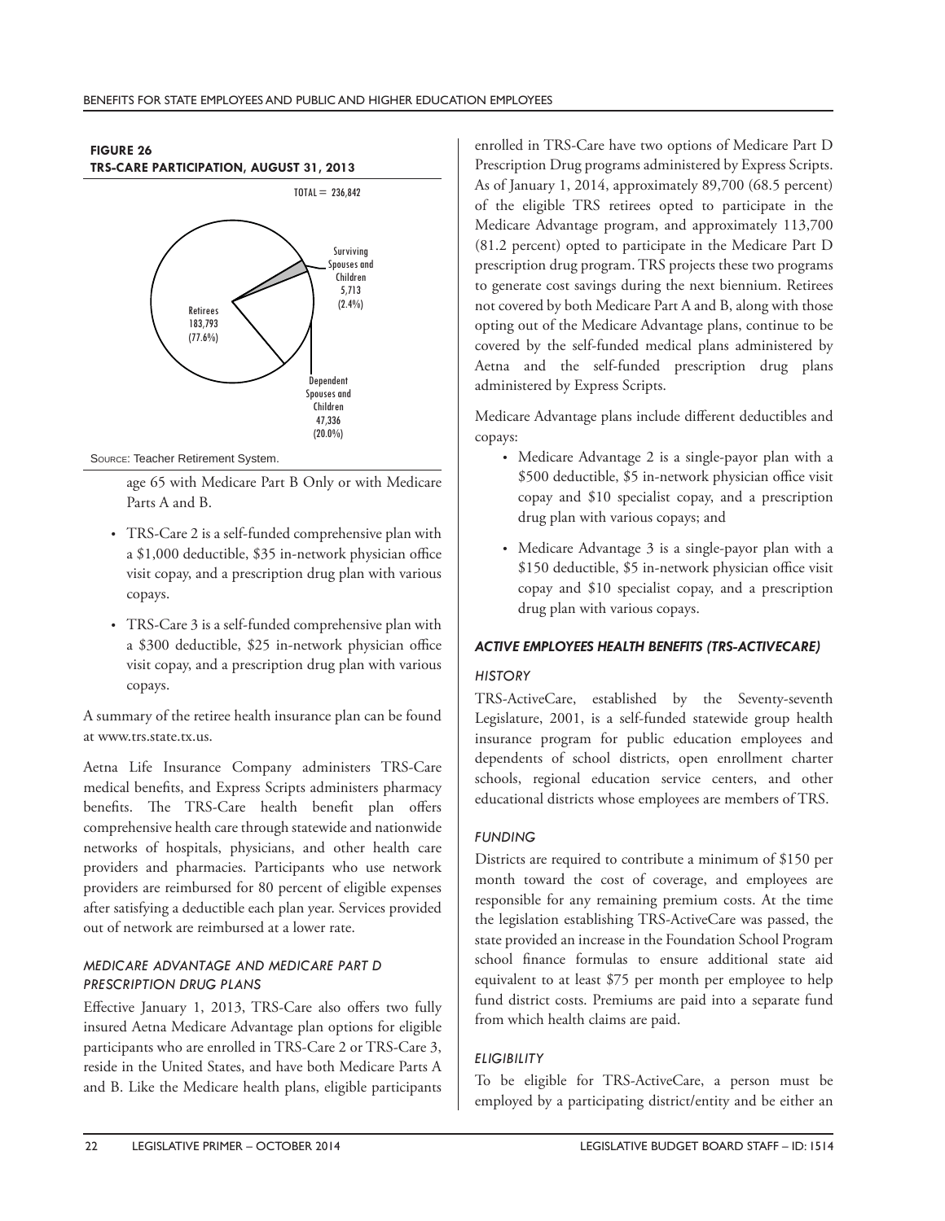**FIGURE 26**
**TRS-CARE PARTICIPATION, AUGUST 31, 2013**

TOTAL = 236,842

| Category | Number | Percent |
|---|---|---|
| Retirees | 183,793 | 77.6% |
| Dependent Spouses and Children | 47,336 | 20.0% |
| Surviving Spouses and Children | 5,713 | 2.4% |

Source: Teacher Retirement System.

age 65 with Medicare Part B Only or with Medicare Parts A and B.

- TRS-Care 2 is a self-funded comprehensive plan with a $1,000 deductible, $35 in-network physician office visit copay, and a prescription drug plan with various copays.
- TRS-Care 3 is a self-funded comprehensive plan with a $300 deductible, $25 in-network physician office visit copay, and a prescription drug plan with various copays.

A summary of the retiree health insurance plan can be found at www.trs.state.tx.us.

Aetna Life Insurance Company administers TRS-Care medical benefits, and Express Scripts administers pharmacy benefits. The TRS-Care health benefit plan offers comprehensive health care through statewide and nationwide networks of hospitals, physicians, and other health care providers and pharmacies. Participants who use network providers are reimbursed for 80 percent of eligible expenses after satisfying a deductible each plan year. Services provided out of network are reimbursed at a lower rate.

### *MEDICARE ADVANTAGE AND MEDICARE PART D PRESCRIPTION DRUG PLANS*

Effective January 1, 2013, TRS-Care also offers two fully insured Aetna Medicare Advantage plan options for eligible participants who are enrolled in TRS-Care 2 or TRS-Care 3, reside in the United States, and have both Medicare Parts A and B. Like the Medicare health plans, eligible participants enrolled in TRS-Care have two options of Medicare Part D Prescription Drug programs administered by Express Scripts. As of January 1, 2014, approximately 89,700 (68.5 percent) of the eligible TRS retirees opted to participate in the Medicare Advantage program, and approximately 113,700 (81.2 percent) opted to participate in the Medicare Part D prescription drug program. TRS projects these two programs to generate cost savings during the next biennium. Retirees not covered by both Medicare Part A and B, along with those opting out of the Medicare Advantage plans, continue to be covered by the self-funded medical plans administered by Aetna and the self-funded prescription drug plans administered by Express Scripts.

Medicare Advantage plans include different deductibles and copays:

- Medicare Advantage 2 is a single-payor plan with a $500 deductible, $5 in-network physician office visit copay and $10 specialist copay, and a prescription drug plan with various copays; and
- Medicare Advantage 3 is a single-payor plan with a $150 deductible, $5 in-network physician office visit copay and $10 specialist copay, and a prescription drug plan with various copays.

## *ACTIVE EMPLOYEES HEALTH BENEFITS (TRS-ACTIVECARE)*

### *HISTORY*

TRS-ActiveCare, established by the Seventy-seventh Legislature, 2001, is a self-funded statewide group health insurance program for public education employees and dependents of school districts, open enrollment charter schools, regional education service centers, and other educational districts whose employees are members of TRS.

### *FUNDING*

Districts are required to contribute a minimum of $150 per month toward the cost of coverage, and employees are responsible for any remaining premium costs. At the time the legislation establishing TRS-ActiveCare was passed, the state provided an increase in the Foundation School Program school finance formulas to ensure additional state aid equivalent to at least $75 per month per employee to help fund district costs. Premiums are paid into a separate fund from which health claims are paid.

### *ELIGIBILITY*

To be eligible for TRS-ActiveCare, a person must be employed by a participating district/entity and be either an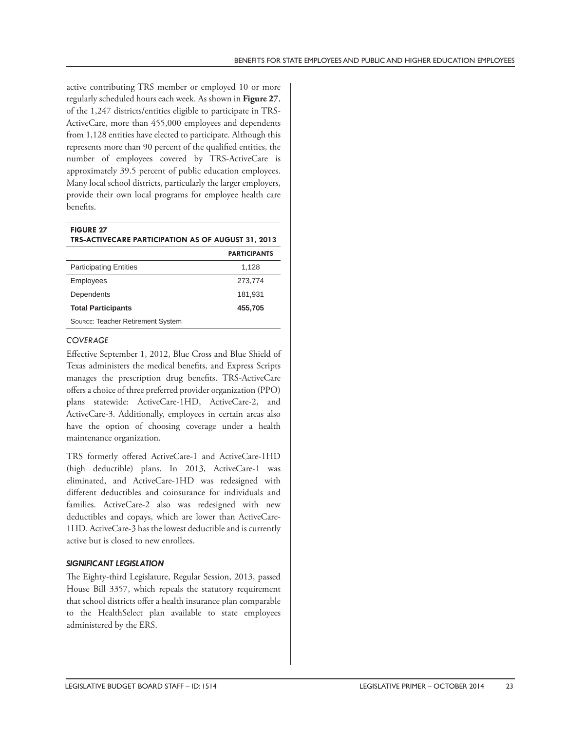active contributing TRS member or employed 10 or more regularly scheduled hours each week. As shown in **Figure 27**, of the 1,247 districts/entities eligible to participate in TRS-ActiveCare, more than 455,000 employees and dependents from 1,128 entities have elected to participate. Although this represents more than 90 percent of the qualified entities, the number of employees covered by TRS-ActiveCare is approximately 39.5 percent of public education employees. Many local school districts, particularly the larger employers, provide their own local programs for employee health care benefits.

**FIGURE 27**
**TRS-ACTIVECARE PARTICIPATION AS OF AUGUST 31, 2013**

| | PARTICIPANTS |
|---|---|
| Participating Entities | 1,128 |
| Employees | 273,774 |
| Dependents | 181,931 |
| **Total Participants** | **455,705** |

Source: Teacher Retirement System

### *COVERAGE*

Effective September 1, 2012, Blue Cross and Blue Shield of Texas administers the medical benefits, and Express Scripts manages the prescription drug benefits. TRS-ActiveCare offers a choice of three preferred provider organization (PPO) plans statewide: ActiveCare-1HD, ActiveCare-2, and ActiveCare-3. Additionally, employees in certain areas also have the option of choosing coverage under a health maintenance organization.

TRS formerly offered ActiveCare-1 and ActiveCare-1HD (high deductible) plans. In 2013, ActiveCare-1 was eliminated, and ActiveCare-1HD was redesigned with different deductibles and coinsurance for individuals and families. ActiveCare-2 also was redesigned with new deductibles and copays, which are lower than ActiveCare-1HD. ActiveCare-3 has the lowest deductible and is currently active but is closed to new enrollees.

### *SIGNIFICANT LEGISLATION*

The Eighty-third Legislature, Regular Session, 2013, passed House Bill 3357, which repeals the statutory requirement that school districts offer a health insurance plan comparable to the HealthSelect plan available to state employees administered by the ERS.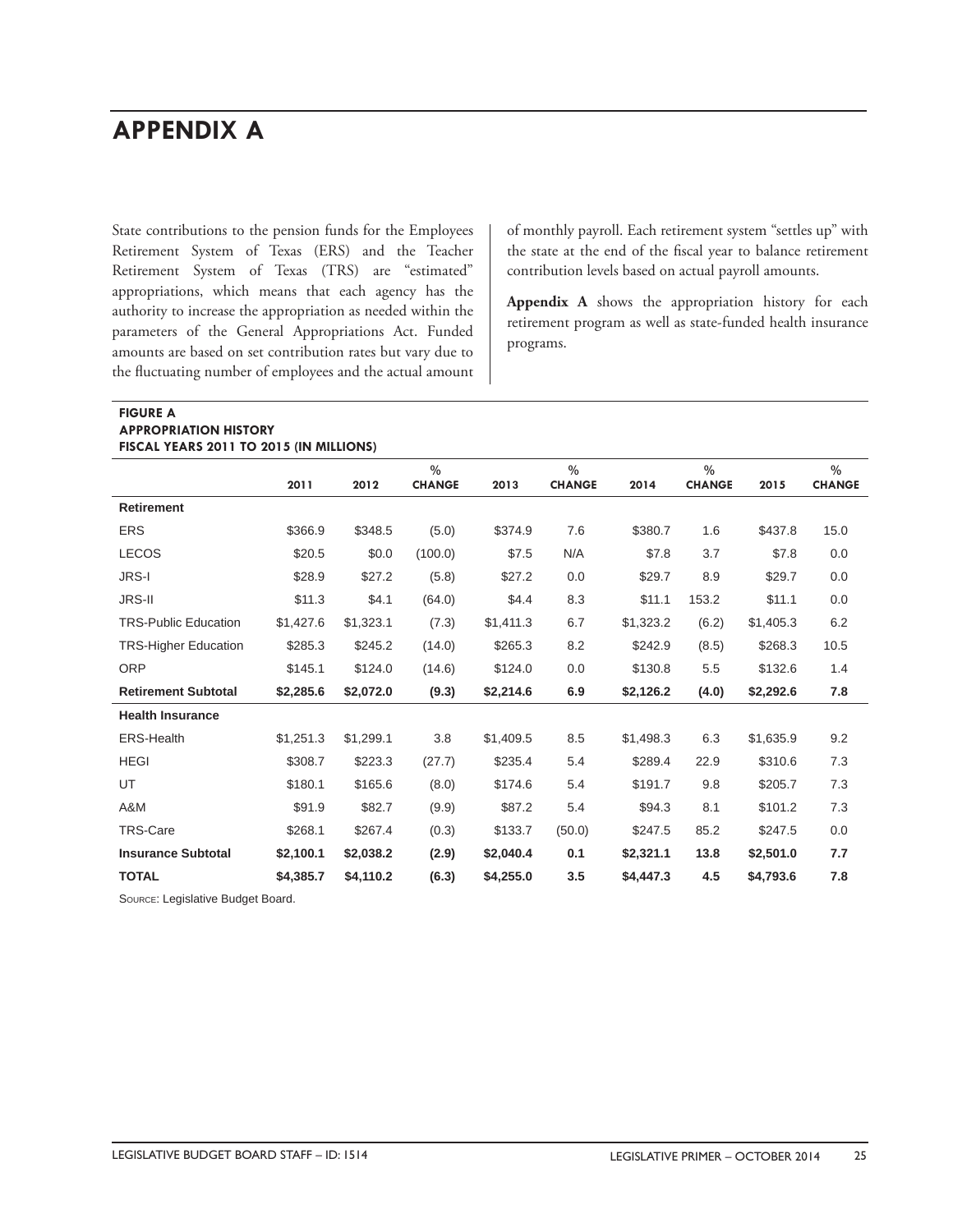# APPENDIX A

State contributions to the pension funds for the Employees Retirement System of Texas (ERS) and the Teacher Retirement System of Texas (TRS) are "estimated" appropriations, which means that each agency has the authority to increase the appropriation as needed within the parameters of the General Appropriations Act. Funded amounts are based on set contribution rates but vary due to the fluctuating number of employees and the actual amount of monthly payroll. Each retirement system "settles up" with the state at the end of the fiscal year to balance retirement contribution levels based on actual payroll amounts.

**Appendix A** shows the appropriation history for each retirement program as well as state-funded health insurance programs.

**FIGURE A**
**APPROPRIATION HISTORY**
**FISCAL YEARS 2011 TO 2015 (IN MILLIONS)**

| | 2011 | 2012 | % CHANGE | 2013 | % CHANGE | 2014 | % CHANGE | 2015 | % CHANGE |
|---|---|---|---|---|---|---|---|---|---|
| **Retirement** | | | | | | | | | |
| ERS | $366.9 | $348.5 | (5.0) | $374.9 | 7.6 | $380.7 | 1.6 | $437.8 | 15.0 |
| LECOS | $20.5 | $0.0 | (100.0) | $7.5 | N/A | $7.8 | 3.7 | $7.8 | 0.0 |
| JRS-I | $28.9 | $27.2 | (5.8) | $27.2 | 0.0 | $29.7 | 8.9 | $29.7 | 0.0 |
| JRS-II | $11.3 | $4.1 | (64.0) | $4.4 | 8.3 | $11.1 | 153.2 | $11.1 | 0.0 |
| TRS-Public Education | $1,427.6 | $1,323.1 | (7.3) | $1,411.3 | 6.7 | $1,323.2 | (6.2) | $1,405.3 | 6.2 |
| TRS-Higher Education | $285.3 | $245.2 | (14.0) | $265.3 | 8.2 | $242.9 | (8.5) | $268.3 | 10.5 |
| ORP | $145.1 | $124.0 | (14.6) | $124.0 | 0.0 | $130.8 | 5.5 | $132.6 | 1.4 |
| **Retirement Subtotal** | **$2,285.6** | **$2,072.0** | **(9.3)** | **$2,214.6** | **6.9** | **$2,126.2** | **(4.0)** | **$2,292.6** | **7.8** |
| **Health Insurance** | | | | | | | | | |
| ERS-Health | $1,251.3 | $1,299.1 | 3.8 | $1,409.5 | 8.5 | $1,498.3 | 6.3 | $1,635.9 | 9.2 |
| HEGI | $308.7 | $223.3 | (27.7) | $235.4 | 5.4 | $289.4 | 22.9 | $310.6 | 7.3 |
| UT | $180.1 | $165.6 | (8.0) | $174.6 | 5.4 | $191.7 | 9.8 | $205.7 | 7.3 |
| A&M | $91.9 | $82.7 | (9.9) | $87.2 | 5.4 | $94.3 | 8.1 | $101.2 | 7.3 |
| TRS-Care | $268.1 | $267.4 | (0.3) | $133.7 | (50.0) | $247.5 | 85.2 | $247.5 | 0.0 |
| **Insurance Subtotal** | **$2,100.1** | **$2,038.2** | **(2.9)** | **$2,040.4** | **0.1** | **$2,321.1** | **13.8** | **$2,501.0** | **7.7** |
| **TOTAL** | **$4,385.7** | **$4,110.2** | **(6.3)** | **$4,255.0** | **3.5** | **$4,447.3** | **4.5** | **$4,793.6** | **7.8** |

Source: Legislative Budget Board.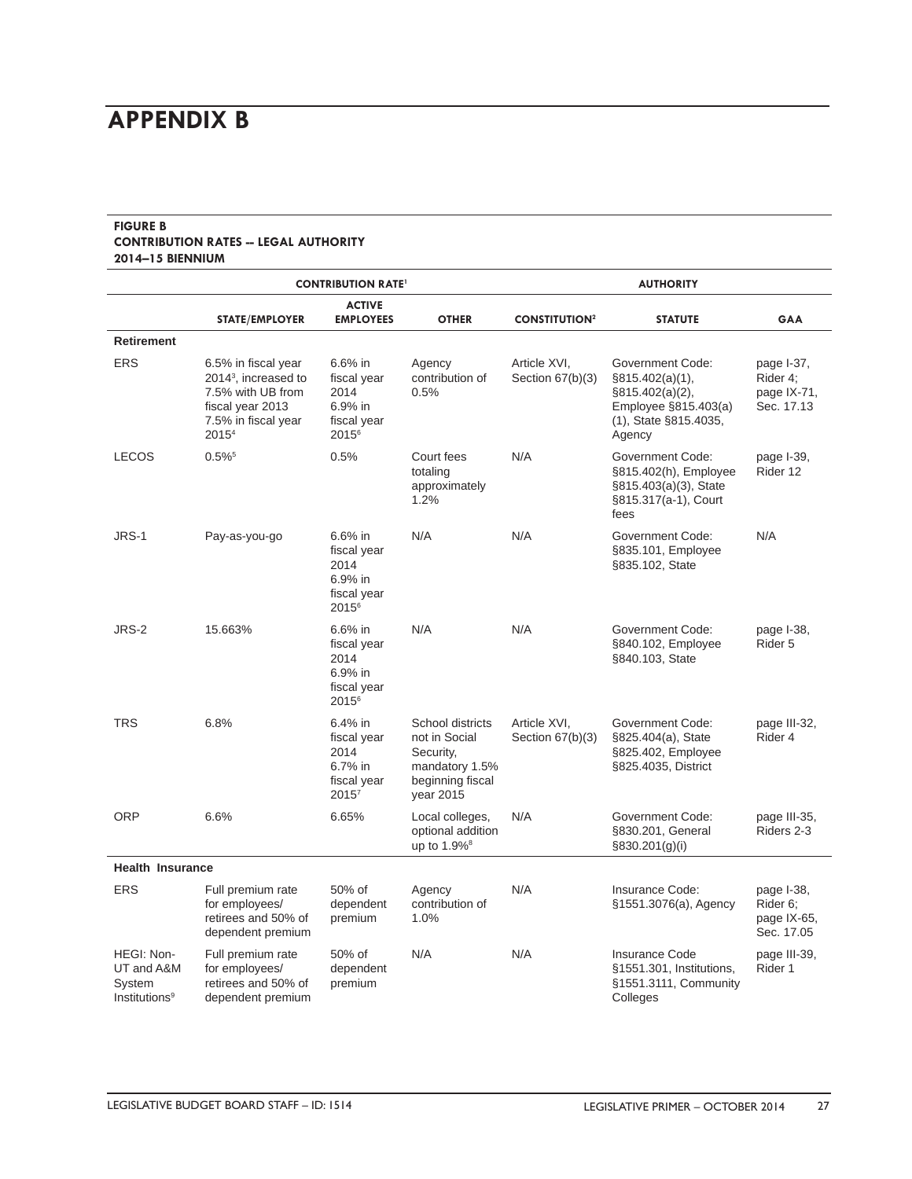# APPENDIX B

**FIGURE B**
**CONTRIBUTION RATES -- LEGAL AUTHORITY**
**2014–15 BIENNIUM**

| | CONTRIBUTION RATE[1] | | | AUTHORITY | | |
|---|---|---|---|---|---|---|
| | STATE/EMPLOYER | ACTIVE EMPLOYEES | OTHER | CONSTITUTION[2] | STATUTE | GAA |
| **Retirement** | | | | | | |
| ERS | 6.5% in fiscal year 2014[3], increased to 7.5% with UB from fiscal year 2013 7.5% in fiscal year 2015[4] | 6.6% in fiscal year 2014 6.9% in fiscal year 2015[6] | Agency contribution of 0.5% | Article XVI, Section 67(b)(3) | Government Code: §815.402(a)(1), §815.402(a)(2), Employee §815.403(a)(1), State §815.4035, Agency | page I-37, Rider 4; page IX-71, Sec. 17.13 |
| LECOS | 0.5%[5] | 0.5% | Court fees totaling approximately 1.2% | N/A | Government Code: §815.402(h), Employee §815.403(a)(3), State §815.317(a-1), Court fees | page I-39, Rider 12 |
| JRS-1 | Pay-as-you-go | 6.6% in fiscal year 2014 6.9% in fiscal year 2015[6] | N/A | N/A | Government Code: §835.101, Employee §835.102, State | N/A |
| JRS-2 | 15.663% | 6.6% in fiscal year 2014 6.9% in fiscal year 2015[6] | N/A | N/A | Government Code: §840.102, Employee §840.103, State | page I-38, Rider 5 |
| TRS | 6.8% | 6.4% in fiscal year 2014 6.7% in fiscal year 2015[7] | School districts not in Social Security, mandatory 1.5% beginning fiscal year 2015 | Article XVI, Section 67(b)(3) | Government Code: §825.404(a), State §825.402, Employee §825.4035, District | page III-32, Rider 4 |
| ORP | 6.6% | 6.65% | Local colleges, optional addition up to 1.9%[8] | N/A | Government Code: §830.201, General §830.201(g)(i) | page III-35, Riders 2-3 |
| **Health Insurance** | | | | | | |
| ERS | Full premium rate for employees/ retirees and 50% of dependent premium | 50% of dependent premium | Agency contribution of 1.0% | N/A | Insurance Code: §1551.3076(a), Agency | page I-38, Rider 6; page IX-65, Sec. 17.05 |
| HEGI: Non-UT and A&M System Institutions[9] | Full premium rate for employees/ retirees and 50% of dependent premium | 50% of dependent premium | N/A | N/A | Insurance Code §1551.301, Institutions, §1551.3111, Community Colleges | page III-39, Rider 1 |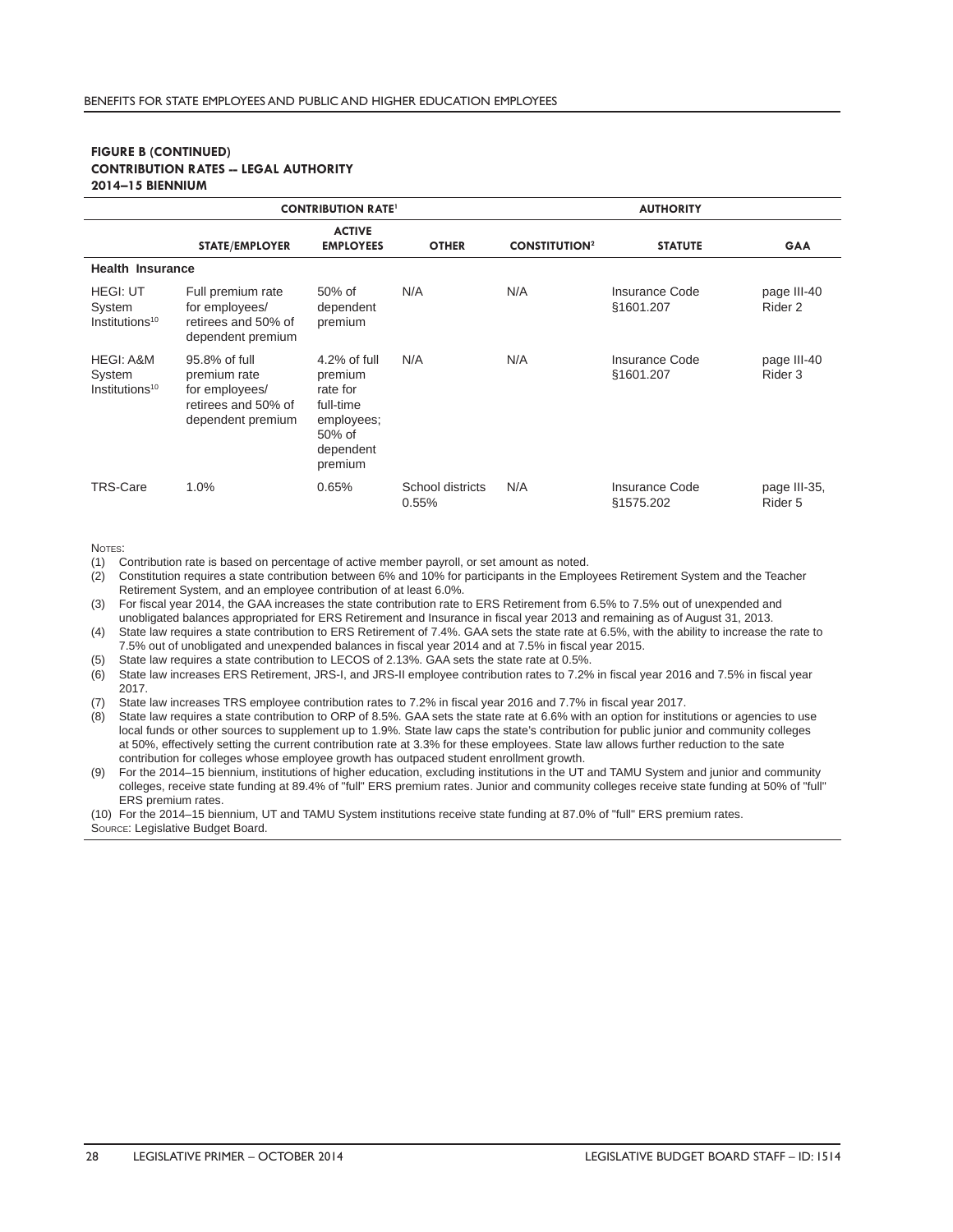**FIGURE B (CONTINUED)**
**CONTRIBUTION RATES -- LEGAL AUTHORITY**
**2014–15 BIENNIUM**

| | CONTRIBUTION RATE[1] | | | AUTHORITY | | |
|---|---|---|---|---|---|---|
| | STATE/EMPLOYER | ACTIVE EMPLOYEES | OTHER | CONSTITUTION[2] | STATUTE | GAA |
| **Health Insurance** | | | | | | |
| HEGI: UT System Institutions[10] | Full premium rate for employees/ retirees and 50% of dependent premium | 50% of dependent premium | N/A | N/A | Insurance Code §1601.207 | page III-40 Rider 2 |
| HEGI: A&M System Institutions[10] | 95.8% of full premium rate for employees/ retirees and 50% of dependent premium | 4.2% of full premium rate for full-time employees; 50% of dependent premium | N/A | N/A | Insurance Code §1601.207 | page III-40 Rider 3 |
| TRS-Care | 1.0% | 0.65% | School districts 0.55% | N/A | Insurance Code §1575.202 | page III-35, Rider 5 |

Notes:
(1) Contribution rate is based on percentage of active member payroll, or set amount as noted.
(2) Constitution requires a state contribution between 6% and 10% for participants in the Employees Retirement System and the Teacher Retirement System, and an employee contribution of at least 6.0%.
(3) For fiscal year 2014, the GAA increases the state contribution rate to ERS Retirement from 6.5% to 7.5% out of unexpended and unobligated balances appropriated for ERS Retirement and Insurance in fiscal year 2013 and remaining as of August 31, 2013.
(4) State law requires a state contribution to ERS Retirement of 7.4%. GAA sets the state rate at 6.5%, with the ability to increase the rate to 7.5% out of unobligated and unexpended balances in fiscal year 2014 and at 7.5% in fiscal year 2015.
(5) State law requires a state contribution to LECOS of 2.13%. GAA sets the state rate at 0.5%.
(6) State law increases ERS Retirement, JRS-I, and JRS-II employee contribution rates to 7.2% in fiscal year 2016 and 7.5% in fiscal year 2017.
(7) State law increases TRS employee contribution rates to 7.2% in fiscal year 2016 and 7.7% in fiscal year 2017.
(8) State law requires a state contribution to ORP of 8.5%. GAA sets the state rate at 6.6% with an option for institutions or agencies to use local funds or other sources to supplement up to 1.9%. State law caps the state's contribution for public junior and community colleges at 50%, effectively setting the current contribution rate at 3.3% for these employees. State law allows further reduction to the sate contribution for colleges whose employee growth has outpaced student enrollment growth.
(9) For the 2014–15 biennium, institutions of higher education, excluding institutions in the UT and TAMU System and junior and community colleges, receive state funding at 89.4% of "full" ERS premium rates. Junior and community colleges receive state funding at 50% of "full" ERS premium rates.
(10) For the 2014–15 biennium, UT and TAMU System institutions receive state funding at 87.0% of "full" ERS premium rates.

Source: Legislative Budget Board.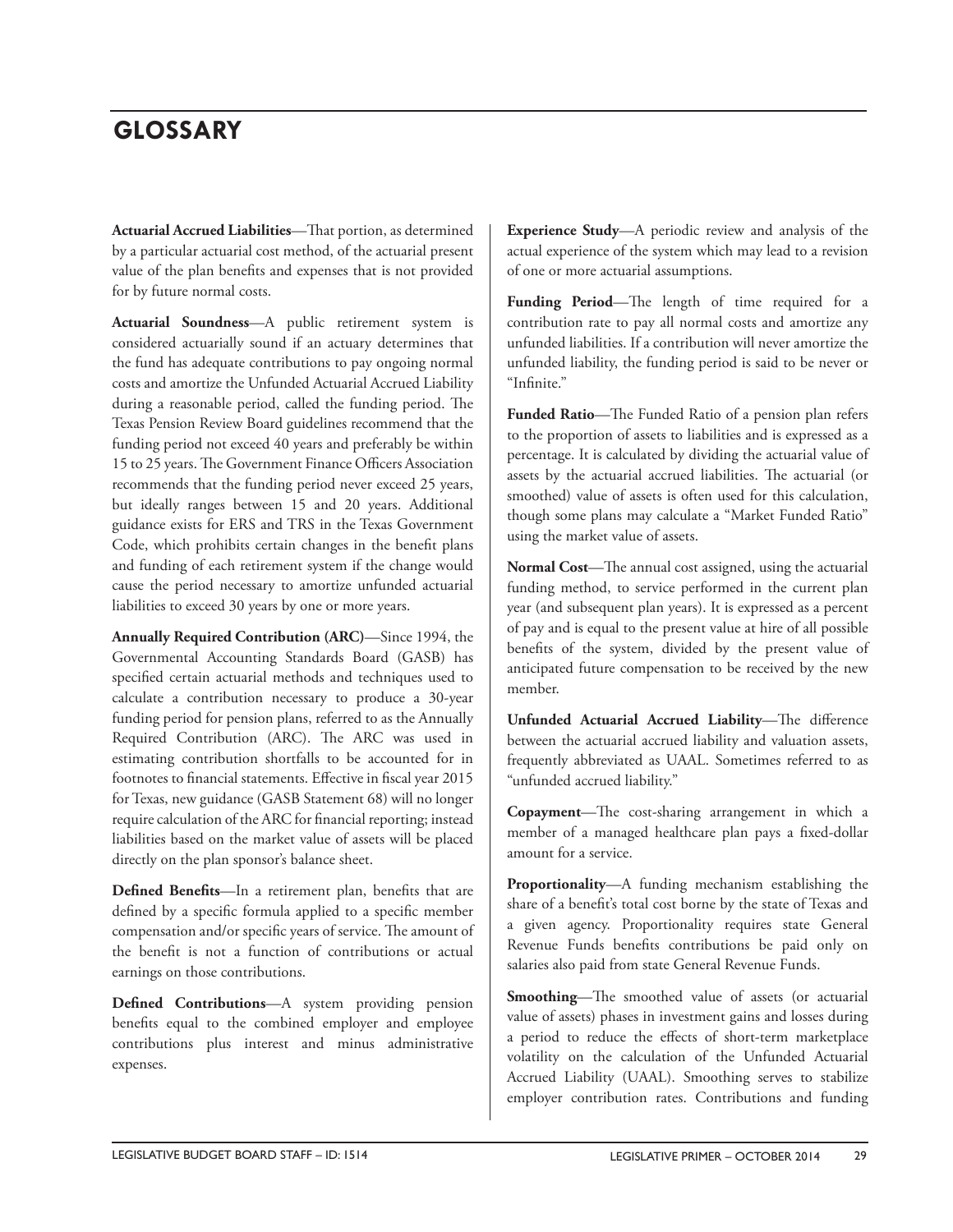# GLOSSARY

**Actuarial Accrued Liabilities**—That portion, as determined by a particular actuarial cost method, of the actuarial present value of the plan benefits and expenses that is not provided for by future normal costs.

**Actuarial Soundness**—A public retirement system is considered actuarially sound if an actuary determines that the fund has adequate contributions to pay ongoing normal costs and amortize the Unfunded Actuarial Accrued Liability during a reasonable period, called the funding period. The Texas Pension Review Board guidelines recommend that the funding period not exceed 40 years and preferably be within 15 to 25 years. The Government Finance Officers Association recommends that the funding period never exceed 25 years, but ideally ranges between 15 and 20 years. Additional guidance exists for ERS and TRS in the Texas Government Code, which prohibits certain changes in the benefit plans and funding of each retirement system if the change would cause the period necessary to amortize unfunded actuarial liabilities to exceed 30 years by one or more years.

**Annually Required Contribution (ARC)**—Since 1994, the Governmental Accounting Standards Board (GASB) has specified certain actuarial methods and techniques used to calculate a contribution necessary to produce a 30-year funding period for pension plans, referred to as the Annually Required Contribution (ARC). The ARC was used in estimating contribution shortfalls to be accounted for in footnotes to financial statements. Effective in fiscal year 2015 for Texas, new guidance (GASB Statement 68) will no longer require calculation of the ARC for financial reporting; instead liabilities based on the market value of assets will be placed directly on the plan sponsor's balance sheet.

**Defined Benefits**—In a retirement plan, benefits that are defined by a specific formula applied to a specific member compensation and/or specific years of service. The amount of the benefit is not a function of contributions or actual earnings on those contributions.

**Defined Contributions**—A system providing pension benefits equal to the combined employer and employee contributions plus interest and minus administrative expenses.

**Experience Study**—A periodic review and analysis of the actual experience of the system which may lead to a revision of one or more actuarial assumptions.

**Funding Period**—The length of time required for a contribution rate to pay all normal costs and amortize any unfunded liabilities. If a contribution will never amortize the unfunded liability, the funding period is said to be never or "Infinite."

**Funded Ratio**—The Funded Ratio of a pension plan refers to the proportion of assets to liabilities and is expressed as a percentage. It is calculated by dividing the actuarial value of assets by the actuarial accrued liabilities. The actuarial (or smoothed) value of assets is often used for this calculation, though some plans may calculate a "Market Funded Ratio" using the market value of assets.

**Normal Cost**—The annual cost assigned, using the actuarial funding method, to service performed in the current plan year (and subsequent plan years). It is expressed as a percent of pay and is equal to the present value at hire of all possible benefits of the system, divided by the present value of anticipated future compensation to be received by the new member.

**Unfunded Actuarial Accrued Liability**—The difference between the actuarial accrued liability and valuation assets, frequently abbreviated as UAAL. Sometimes referred to as "unfunded accrued liability."

**Copayment**—The cost-sharing arrangement in which a member of a managed healthcare plan pays a fixed-dollar amount for a service.

**Proportionality**—A funding mechanism establishing the share of a benefit's total cost borne by the state of Texas and a given agency. Proportionality requires state General Revenue Funds benefits contributions be paid only on salaries also paid from state General Revenue Funds.

**Smoothing**—The smoothed value of assets (or actuarial value of assets) phases in investment gains and losses during a period to reduce the effects of short-term marketplace volatility on the calculation of the Unfunded Actuarial Accrued Liability (UAAL). Smoothing serves to stabilize employer contribution rates. Contributions and funding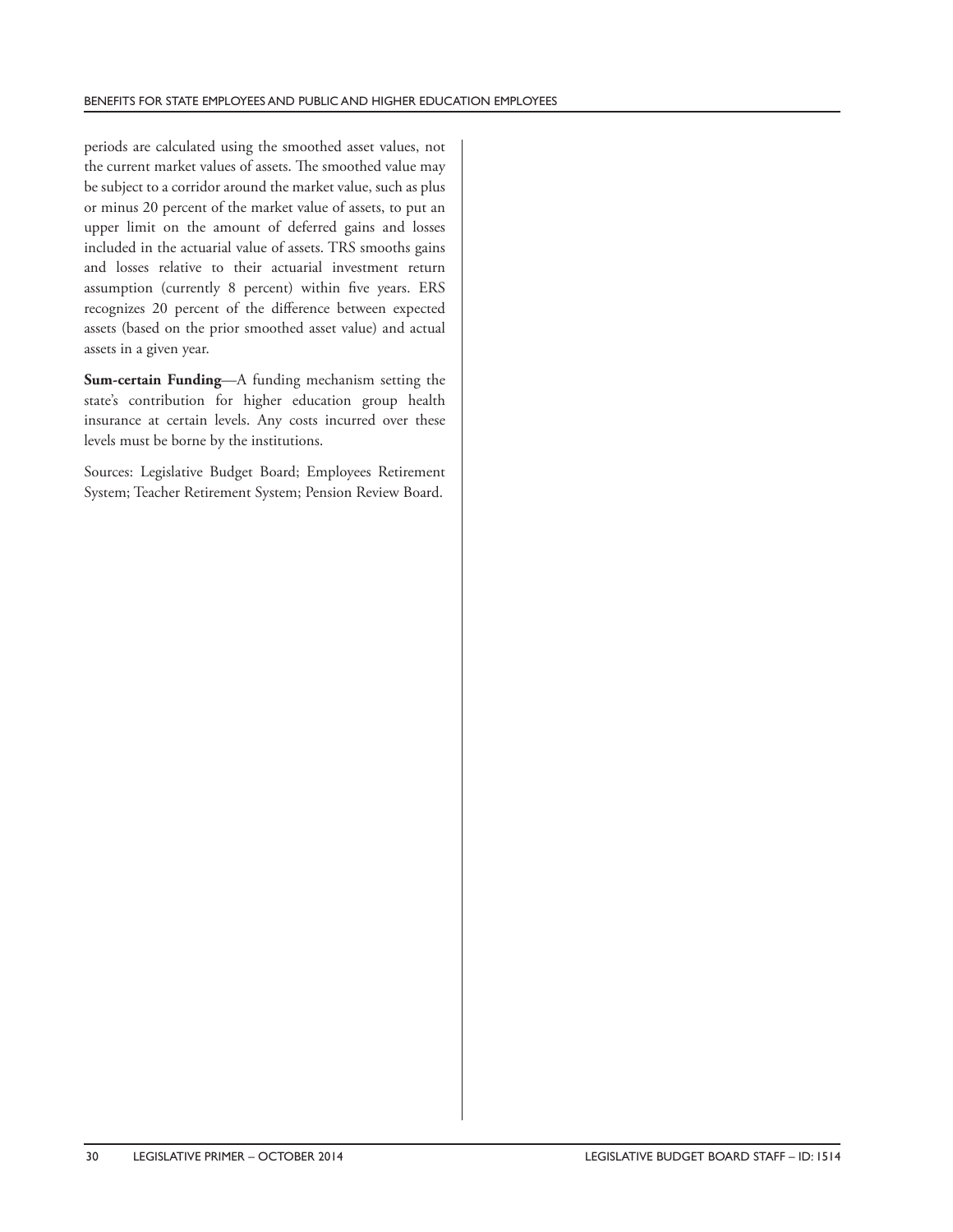periods are calculated using the smoothed asset values, not the current market values of assets. The smoothed value may be subject to a corridor around the market value, such as plus or minus 20 percent of the market value of assets, to put an upper limit on the amount of deferred gains and losses included in the actuarial value of assets. TRS smooths gains and losses relative to their actuarial investment return assumption (currently 8 percent) within five years. ERS recognizes 20 percent of the difference between expected assets (based on the prior smoothed asset value) and actual assets in a given year.

**Sum-certain Funding**—A funding mechanism setting the state's contribution for higher education group health insurance at certain levels. Any costs incurred over these levels must be borne by the institutions.

Sources: Legislative Budget Board; Employees Retirement System; Teacher Retirement System; Pension Review Board.